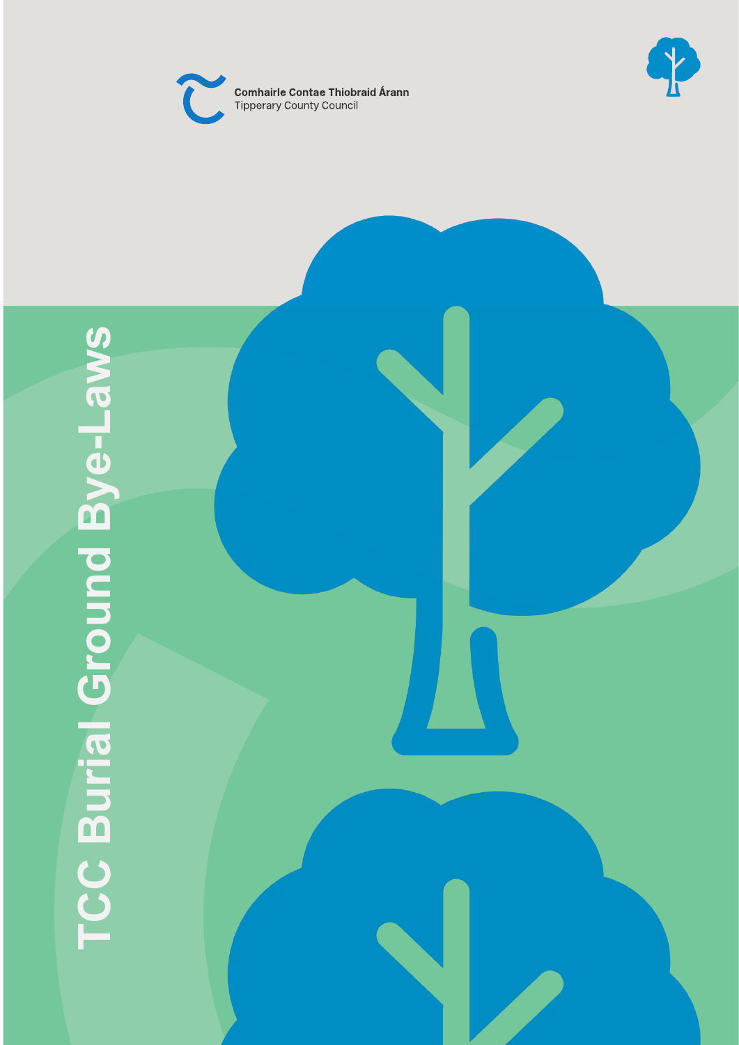Comhairle Contae Thiobraid Árann
Tipperary County Council

# TCC Burial Ground Bye-Laws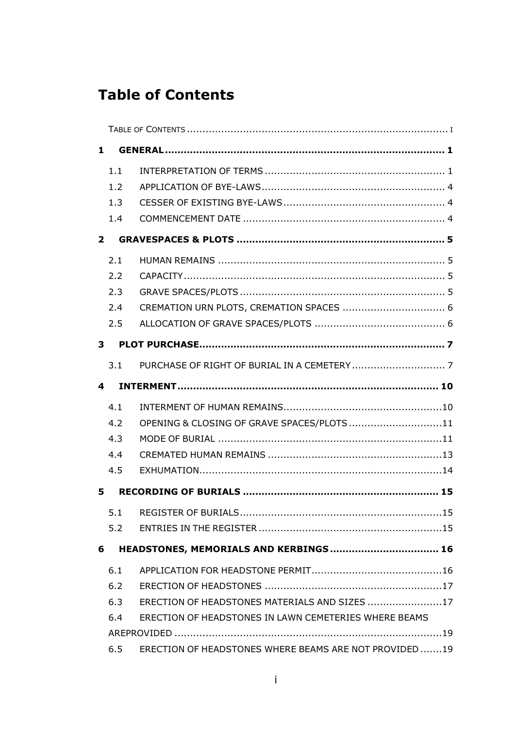# Table of Contents

TABLE OF CONTENTS ... I

**1 GENERAL ... 1**

- 1.1 INTERPRETATION OF TERMS ... 1
- 1.2 APPLICATION OF BYE-LAWS ... 4
- 1.3 CESSER OF EXISTING BYE-LAWS ... 4
- 1.4 COMMENCEMENT DATE ... 4

**2 GRAVESPACES & PLOTS ... 5**

- 2.1 HUMAN REMAINS ... 5
- 2.2 CAPACITY ... 5
- 2.3 GRAVE SPACES/PLOTS ... 5
- 2.4 CREMATION URN PLOTS, CREMATION SPACES ... 6
- 2.5 ALLOCATION OF GRAVE SPACES/PLOTS ... 6

**3 PLOT PURCHASE ... 7**

- 3.1 PURCHASE OF RIGHT OF BURIAL IN A CEMETERY ... 7

**4 INTERMENT ... 10**

- 4.1 INTERMENT OF HUMAN REMAINS ... 10
- 4.2 OPENING & CLOSING OF GRAVE SPACES/PLOTS ... 11
- 4.3 MODE OF BURIAL ... 11
- 4.4 CREMATED HUMAN REMAINS ... 13
- 4.5 EXHUMATION ... 14

**5 RECORDING OF BURIALS ... 15**

- 5.1 REGISTER OF BURIALS ... 15
- 5.2 ENTRIES IN THE REGISTER ... 15

**6 HEADSTONES, MEMORIALS AND KERBINGS ... 16**

- 6.1 APPLICATION FOR HEADSTONE PERMIT ... 16
- 6.2 ERECTION OF HEADSTONES ... 17
- 6.3 ERECTION OF HEADSTONES MATERIALS AND SIZES ... 17
- 6.4 ERECTION OF HEADSTONES IN LAWN CEMETERIES WHERE BEAMS AREPROVIDED ... 19
- 6.5 ERECTION OF HEADSTONES WHERE BEAMS ARE NOT PROVIDED ... 19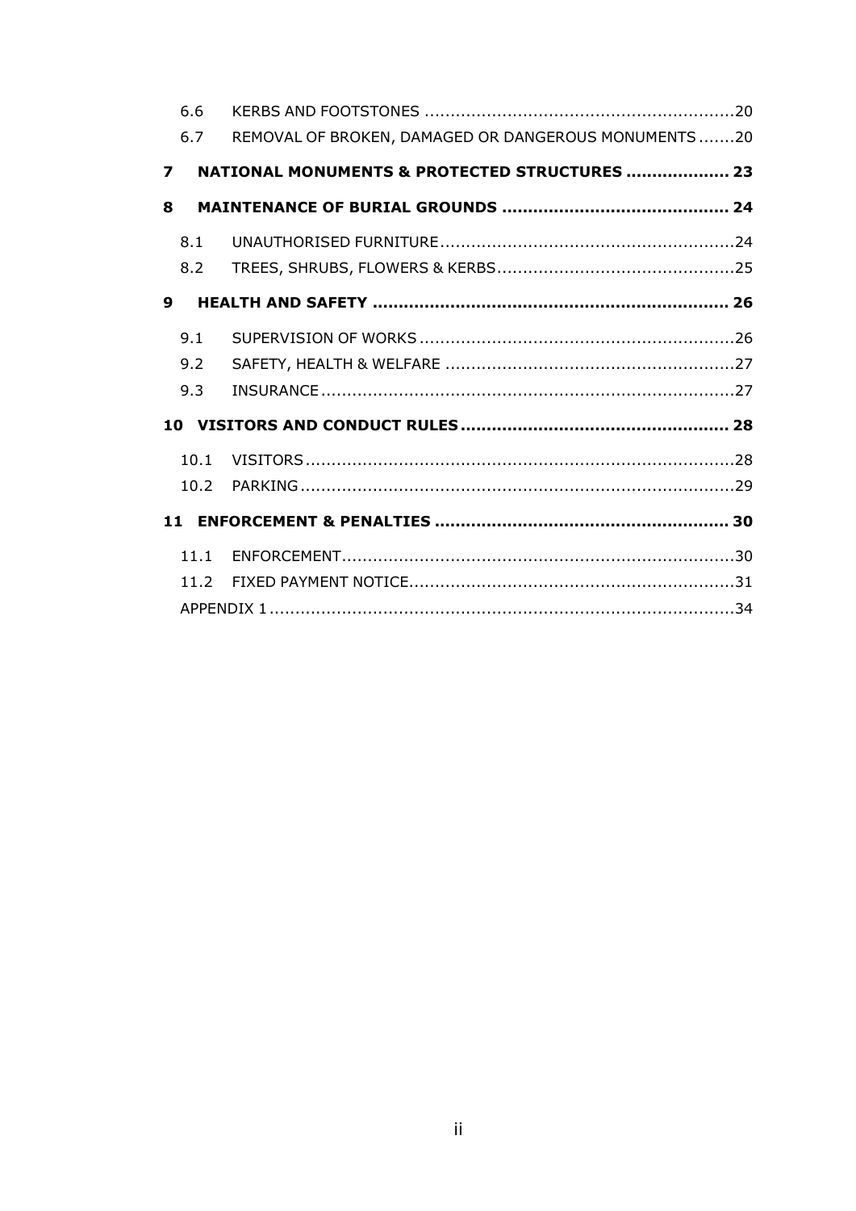| | | |
|---|---|---|
| 6.6 | KERBS AND FOOTSTONES | 20 |
| 6.7 | REMOVAL OF BROKEN, DAMAGED OR DANGEROUS MONUMENTS | 20 |
| **7** | **NATIONAL MONUMENTS & PROTECTED STRUCTURES** | **23** |
| **8** | **MAINTENANCE OF BURIAL GROUNDS** | **24** |
| 8.1 | UNAUTHORISED FURNITURE | 24 |
| 8.2 | TREES, SHRUBS, FLOWERS & KERBS | 25 |
| **9** | **HEALTH AND SAFETY** | **26** |
| 9.1 | SUPERVISION OF WORKS | 26 |
| 9.2 | SAFETY, HEALTH & WELFARE | 27 |
| 9.3 | INSURANCE | 27 |
| **10** | **VISITORS AND CONDUCT RULES** | **28** |
| 10.1 | VISITORS | 28 |
| 10.2 | PARKING | 29 |
| **11** | **ENFORCEMENT & PENALTIES** | **30** |
| 11.1 | ENFORCEMENT | 30 |
| 11.2 | FIXED PAYMENT NOTICE | 31 |
| | APPENDIX 1 | 34 |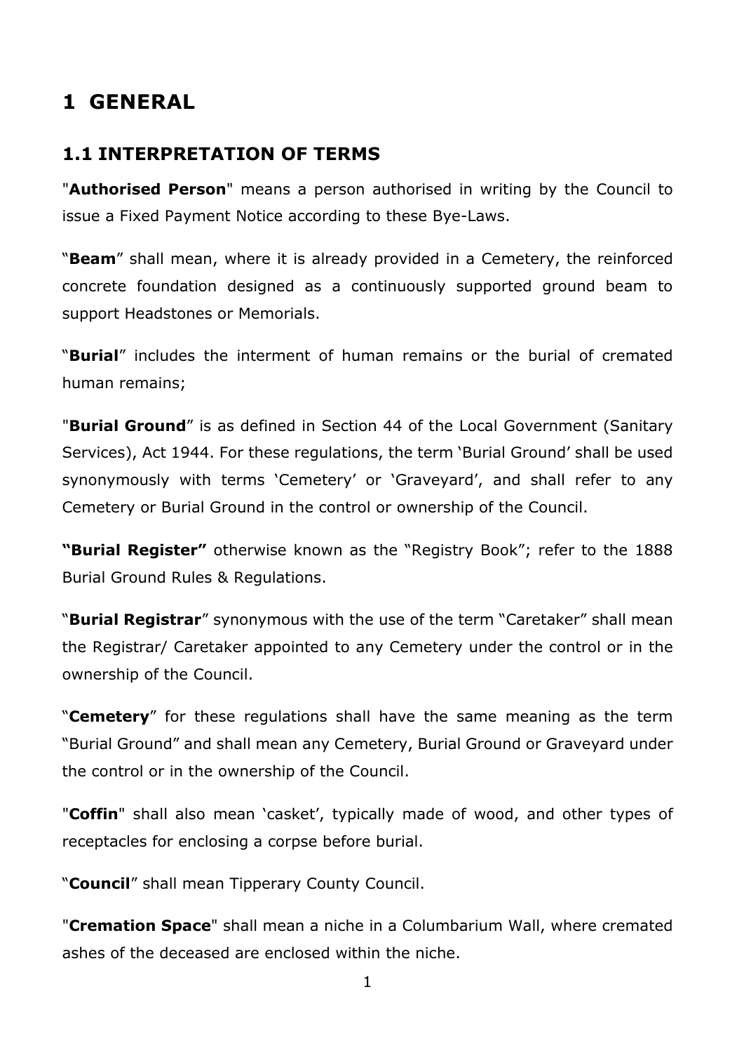# 1 GENERAL

## 1.1 INTERPRETATION OF TERMS

"**Authorised Person**" means a person authorised in writing by the Council to issue a Fixed Payment Notice according to these Bye-Laws.

"**Beam**" shall mean, where it is already provided in a Cemetery, the reinforced concrete foundation designed as a continuously supported ground beam to support Headstones or Memorials.

"**Burial**" includes the interment of human remains or the burial of cremated human remains;

"**Burial Ground**" is as defined in Section 44 of the Local Government (Sanitary Services), Act 1944. For these regulations, the term 'Burial Ground' shall be used synonymously with terms 'Cemetery' or 'Graveyard', and shall refer to any Cemetery or Burial Ground in the control or ownership of the Council.

**"Burial Register"** otherwise known as the "Registry Book"; refer to the 1888 Burial Ground Rules & Regulations.

"**Burial Registrar**" synonymous with the use of the term "Caretaker" shall mean the Registrar/ Caretaker appointed to any Cemetery under the control or in the ownership of the Council.

"**Cemetery**" for these regulations shall have the same meaning as the term "Burial Ground" and shall mean any Cemetery, Burial Ground or Graveyard under the control or in the ownership of the Council.

"**Coffin**" shall also mean 'casket', typically made of wood, and other types of receptacles for enclosing a corpse before burial.

"**Council**" shall mean Tipperary County Council.

"**Cremation Space**" shall mean a niche in a Columbarium Wall, where cremated ashes of the deceased are enclosed within the niche.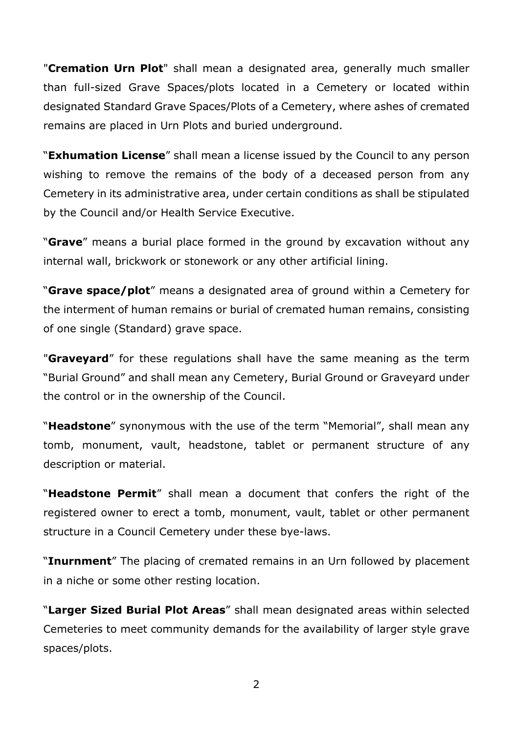"**Cremation Urn Plot**" shall mean a designated area, generally much smaller than full-sized Grave Spaces/plots located in a Cemetery or located within designated Standard Grave Spaces/Plots of a Cemetery, where ashes of cremated remains are placed in Urn Plots and buried underground.

"**Exhumation License**" shall mean a license issued by the Council to any person wishing to remove the remains of the body of a deceased person from any Cemetery in its administrative area, under certain conditions as shall be stipulated by the Council and/or Health Service Executive.

"**Grave**" means a burial place formed in the ground by excavation without any internal wall, brickwork or stonework or any other artificial lining.

"**Grave space/plot**" means a designated area of ground within a Cemetery for the interment of human remains or burial of cremated human remains, consisting of one single (Standard) grave space.

"**Graveyard**" for these regulations shall have the same meaning as the term "Burial Ground" and shall mean any Cemetery, Burial Ground or Graveyard under the control or in the ownership of the Council.

"**Headstone**" synonymous with the use of the term "Memorial", shall mean any tomb, monument, vault, headstone, tablet or permanent structure of any description or material.

"**Headstone Permit**" shall mean a document that confers the right of the registered owner to erect a tomb, monument, vault, tablet or other permanent structure in a Council Cemetery under these bye-laws.

"**Inurnment**" The placing of cremated remains in an Urn followed by placement in a niche or some other resting location.

"**Larger Sized Burial Plot Areas**" shall mean designated areas within selected Cemeteries to meet community demands for the availability of larger style grave spaces/plots.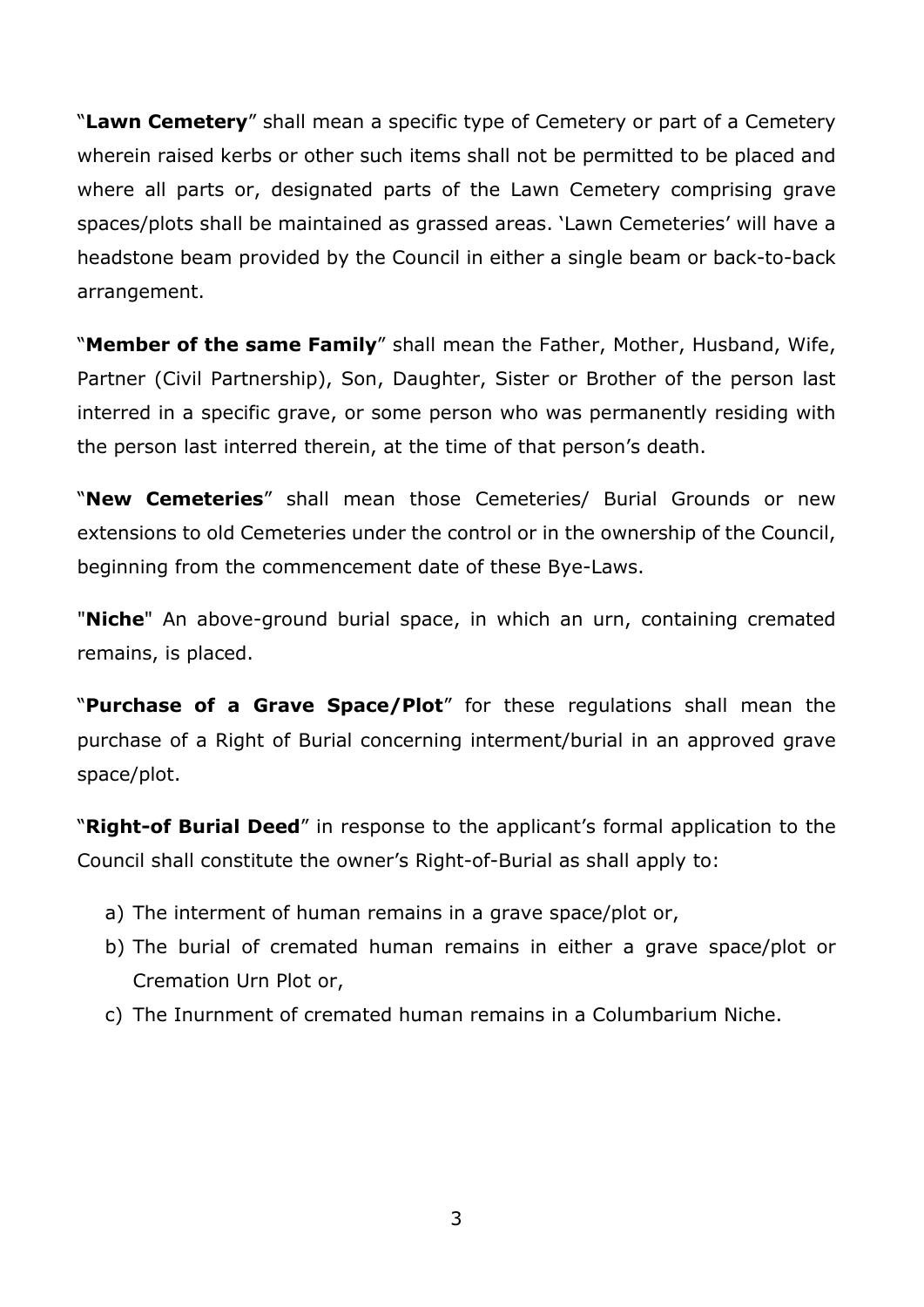"**Lawn Cemetery**" shall mean a specific type of Cemetery or part of a Cemetery wherein raised kerbs or other such items shall not be permitted to be placed and where all parts or, designated parts of the Lawn Cemetery comprising grave spaces/plots shall be maintained as grassed areas. 'Lawn Cemeteries' will have a headstone beam provided by the Council in either a single beam or back-to-back arrangement.

"**Member of the same Family**" shall mean the Father, Mother, Husband, Wife, Partner (Civil Partnership), Son, Daughter, Sister or Brother of the person last interred in a specific grave, or some person who was permanently residing with the person last interred therein, at the time of that person's death.

"**New Cemeteries**" shall mean those Cemeteries/ Burial Grounds or new extensions to old Cemeteries under the control or in the ownership of the Council, beginning from the commencement date of these Bye-Laws.

"**Niche**" An above-ground burial space, in which an urn, containing cremated remains, is placed.

"**Purchase of a Grave Space/Plot**" for these regulations shall mean the purchase of a Right of Burial concerning interment/burial in an approved grave space/plot.

"**Right-of Burial Deed**" in response to the applicant's formal application to the Council shall constitute the owner's Right-of-Burial as shall apply to:

a) The interment of human remains in a grave space/plot or,
b) The burial of cremated human remains in either a grave space/plot or Cremation Urn Plot or,
c) The Inurnment of cremated human remains in a Columbarium Niche.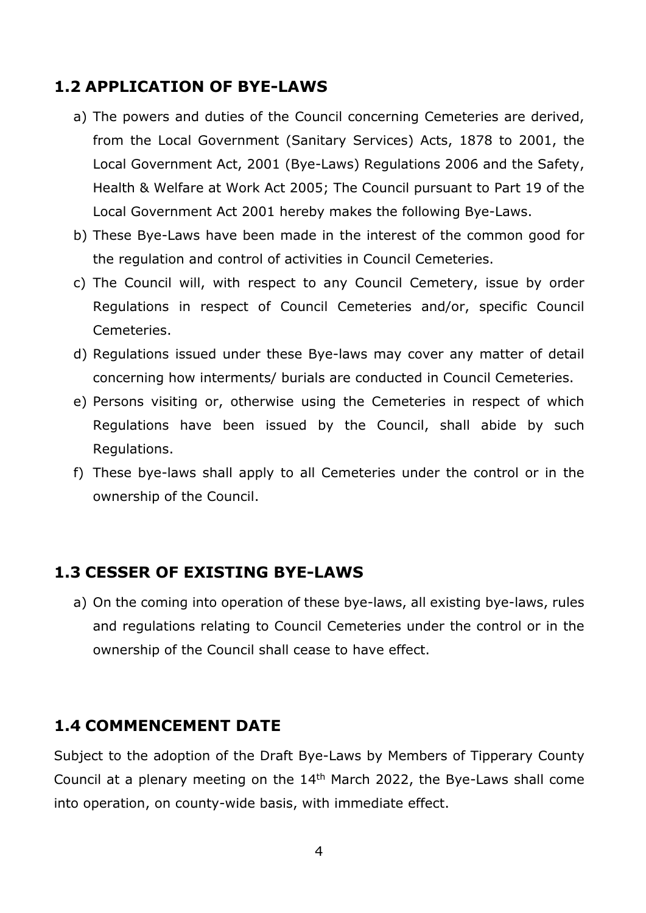## 1.2 APPLICATION OF BYE-LAWS

a) The powers and duties of the Council concerning Cemeteries are derived, from the Local Government (Sanitary Services) Acts, 1878 to 2001, the Local Government Act, 2001 (Bye-Laws) Regulations 2006 and the Safety, Health & Welfare at Work Act 2005; The Council pursuant to Part 19 of the Local Government Act 2001 hereby makes the following Bye-Laws.

b) These Bye-Laws have been made in the interest of the common good for the regulation and control of activities in Council Cemeteries.

c) The Council will, with respect to any Council Cemetery, issue by order Regulations in respect of Council Cemeteries and/or, specific Council Cemeteries.

d) Regulations issued under these Bye-laws may cover any matter of detail concerning how interments/ burials are conducted in Council Cemeteries.

e) Persons visiting or, otherwise using the Cemeteries in respect of which Regulations have been issued by the Council, shall abide by such Regulations.

f) These bye-laws shall apply to all Cemeteries under the control or in the ownership of the Council.

## 1.3 CESSER OF EXISTING BYE-LAWS

a) On the coming into operation of these bye-laws, all existing bye-laws, rules and regulations relating to Council Cemeteries under the control or in the ownership of the Council shall cease to have effect.

## 1.4 COMMENCEMENT DATE

Subject to the adoption of the Draft Bye-Laws by Members of Tipperary County Council at a plenary meeting on the 14th March 2022, the Bye-Laws shall come into operation, on county-wide basis, with immediate effect.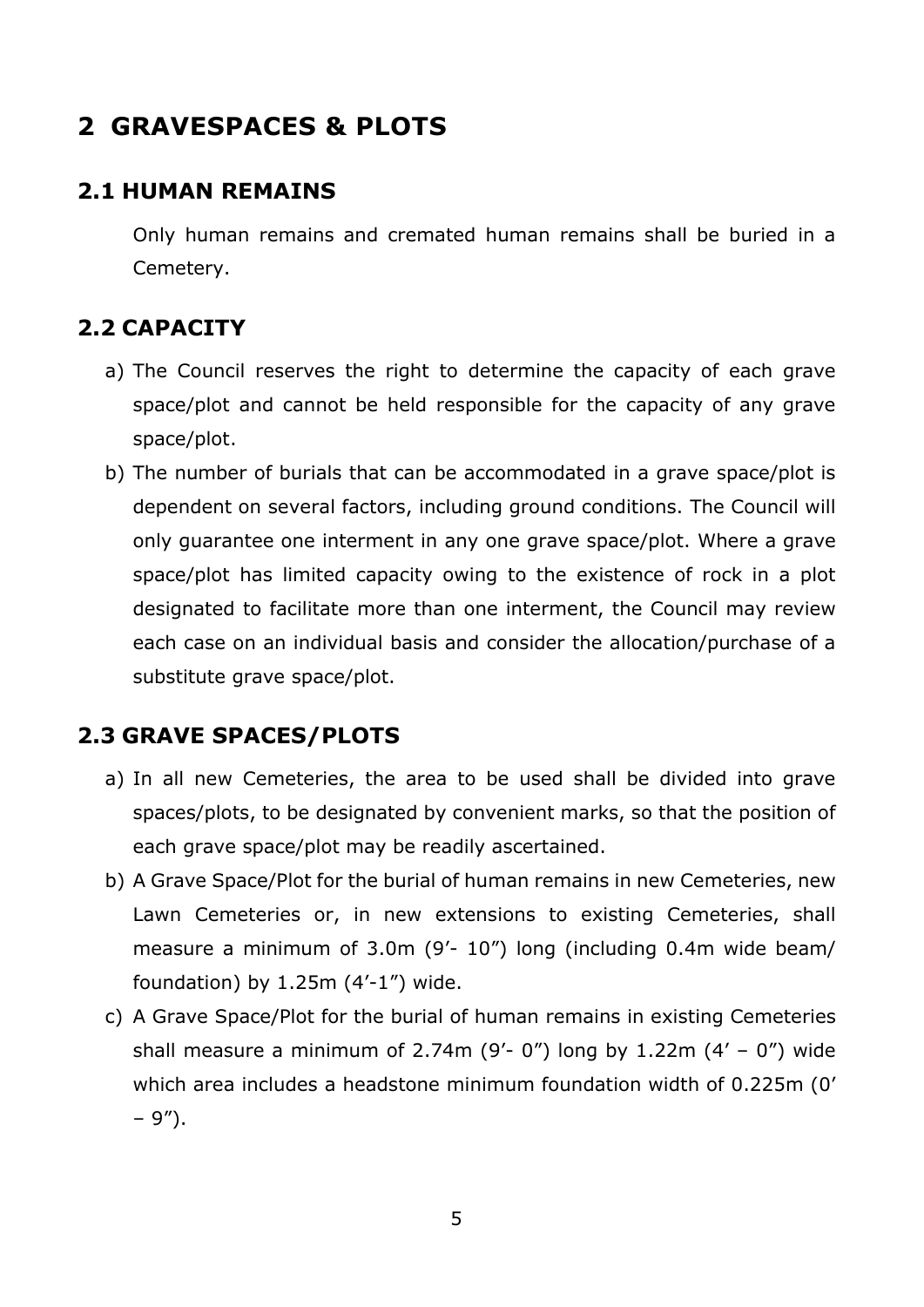# 2 GRAVESPACES & PLOTS

## 2.1 HUMAN REMAINS

Only human remains and cremated human remains shall be buried in a Cemetery.

## 2.2 CAPACITY

a) The Council reserves the right to determine the capacity of each grave space/plot and cannot be held responsible for the capacity of any grave space/plot.

b) The number of burials that can be accommodated in a grave space/plot is dependent on several factors, including ground conditions. The Council will only guarantee one interment in any one grave space/plot. Where a grave space/plot has limited capacity owing to the existence of rock in a plot designated to facilitate more than one interment, the Council may review each case on an individual basis and consider the allocation/purchase of a substitute grave space/plot.

## 2.3 GRAVE SPACES/PLOTS

a) In all new Cemeteries, the area to be used shall be divided into grave spaces/plots, to be designated by convenient marks, so that the position of each grave space/plot may be readily ascertained.

b) A Grave Space/Plot for the burial of human remains in new Cemeteries, new Lawn Cemeteries or, in new extensions to existing Cemeteries, shall measure a minimum of 3.0m (9'- 10") long (including 0.4m wide beam/ foundation) by 1.25m (4'-1") wide.

c) A Grave Space/Plot for the burial of human remains in existing Cemeteries shall measure a minimum of 2.74m (9'- 0") long by 1.22m (4' – 0") wide which area includes a headstone minimum foundation width of 0.225m (0' – 9").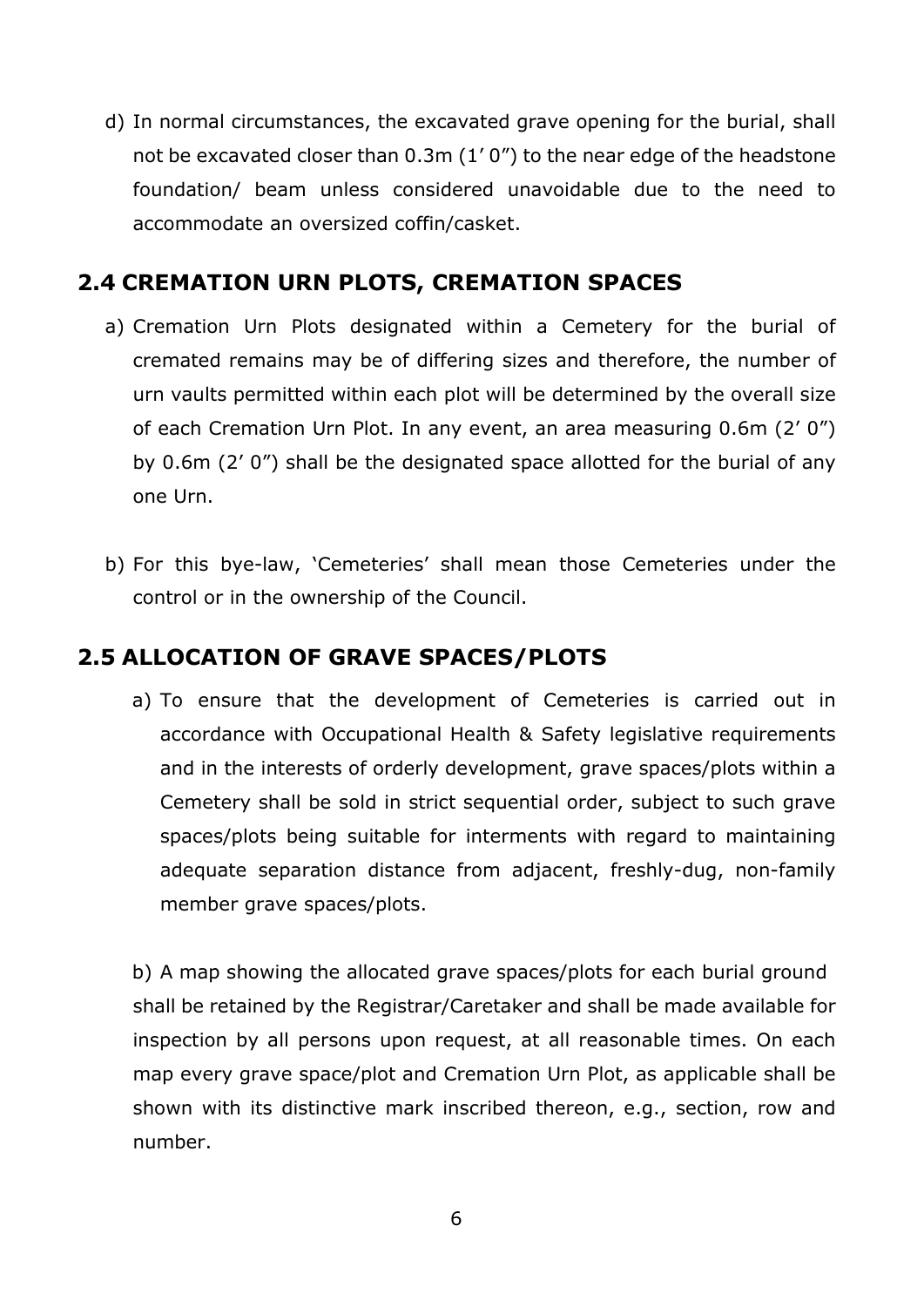d) In normal circumstances, the excavated grave opening for the burial, shall not be excavated closer than 0.3m (1’ 0”) to the near edge of the headstone foundation/ beam unless considered unavoidable due to the need to accommodate an oversized coffin/casket.

## 2.4 CREMATION URN PLOTS, CREMATION SPACES

a) Cremation Urn Plots designated within a Cemetery for the burial of cremated remains may be of differing sizes and therefore, the number of urn vaults permitted within each plot will be determined by the overall size of each Cremation Urn Plot. In any event, an area measuring 0.6m (2’ 0”) by 0.6m (2’ 0”) shall be the designated space allotted for the burial of any one Urn.

b) For this bye-law, ‘Cemeteries’ shall mean those Cemeteries under the control or in the ownership of the Council.

## 2.5 ALLOCATION OF GRAVE SPACES/PLOTS

a) To ensure that the development of Cemeteries is carried out in accordance with Occupational Health & Safety legislative requirements and in the interests of orderly development, grave spaces/plots within a Cemetery shall be sold in strict sequential order, subject to such grave spaces/plots being suitable for interments with regard to maintaining adequate separation distance from adjacent, freshly-dug, non-family member grave spaces/plots.

b) A map showing the allocated grave spaces/plots for each burial ground shall be retained by the Registrar/Caretaker and shall be made available for inspection by all persons upon request, at all reasonable times. On each map every grave space/plot and Cremation Urn Plot, as applicable shall be shown with its distinctive mark inscribed thereon, e.g., section, row and number.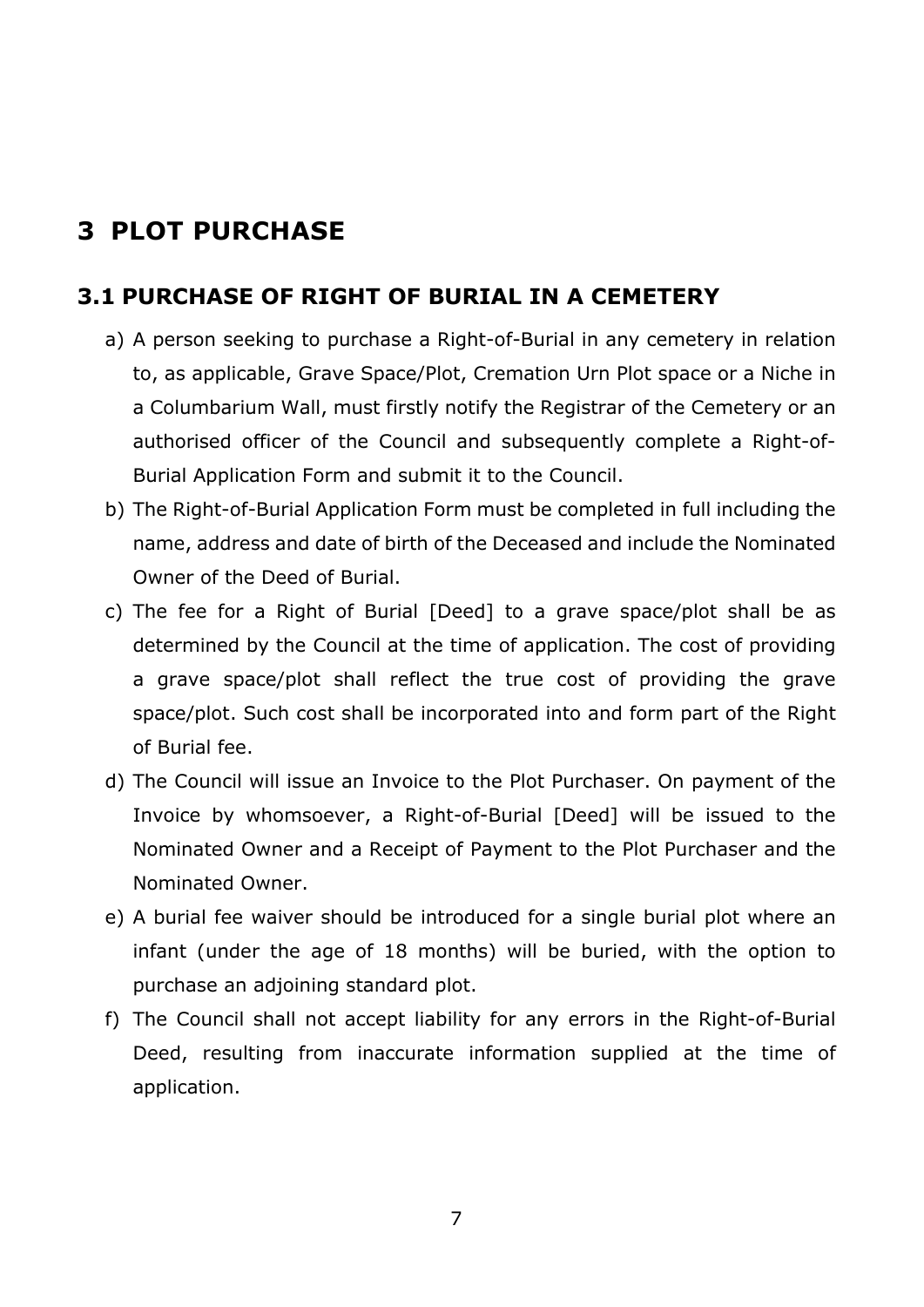# 3 PLOT PURCHASE

## 3.1 PURCHASE OF RIGHT OF BURIAL IN A CEMETERY

a) A person seeking to purchase a Right-of-Burial in any cemetery in relation to, as applicable, Grave Space/Plot, Cremation Urn Plot space or a Niche in a Columbarium Wall, must firstly notify the Registrar of the Cemetery or an authorised officer of the Council and subsequently complete a Right-of-Burial Application Form and submit it to the Council.

b) The Right-of-Burial Application Form must be completed in full including the name, address and date of birth of the Deceased and include the Nominated Owner of the Deed of Burial.

c) The fee for a Right of Burial [Deed] to a grave space/plot shall be as determined by the Council at the time of application. The cost of providing a grave space/plot shall reflect the true cost of providing the grave space/plot. Such cost shall be incorporated into and form part of the Right of Burial fee.

d) The Council will issue an Invoice to the Plot Purchaser. On payment of the Invoice by whomsoever, a Right-of-Burial [Deed] will be issued to the Nominated Owner and a Receipt of Payment to the Plot Purchaser and the Nominated Owner.

e) A burial fee waiver should be introduced for a single burial plot where an infant (under the age of 18 months) will be buried, with the option to purchase an adjoining standard plot.

f) The Council shall not accept liability for any errors in the Right-of-Burial Deed, resulting from inaccurate information supplied at the time of application.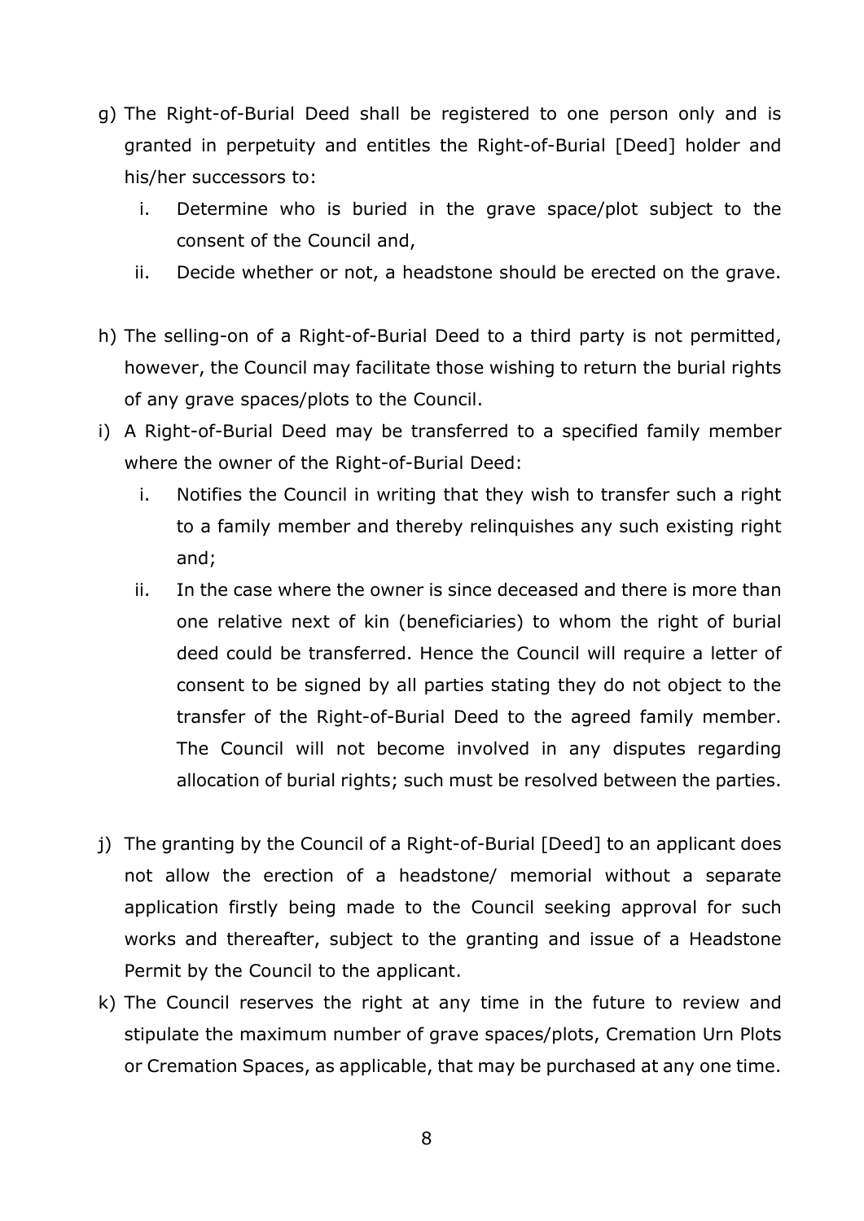g) The Right-of-Burial Deed shall be registered to one person only and is granted in perpetuity and entitles the Right-of-Burial [Deed] holder and his/her successors to:

   i. Determine who is buried in the grave space/plot subject to the consent of the Council and,

   ii. Decide whether or not, a headstone should be erected on the grave.

h) The selling-on of a Right-of-Burial Deed to a third party is not permitted, however, the Council may facilitate those wishing to return the burial rights of any grave spaces/plots to the Council.

i) A Right-of-Burial Deed may be transferred to a specified family member where the owner of the Right-of-Burial Deed:

   i. Notifies the Council in writing that they wish to transfer such a right to a family member and thereby relinquishes any such existing right and;

   ii. In the case where the owner is since deceased and there is more than one relative next of kin (beneficiaries) to whom the right of burial deed could be transferred. Hence the Council will require a letter of consent to be signed by all parties stating they do not object to the transfer of the Right-of-Burial Deed to the agreed family member. The Council will not become involved in any disputes regarding allocation of burial rights; such must be resolved between the parties.

j) The granting by the Council of a Right-of-Burial [Deed] to an applicant does not allow the erection of a headstone/ memorial without a separate application firstly being made to the Council seeking approval for such works and thereafter, subject to the granting and issue of a Headstone Permit by the Council to the applicant.

k) The Council reserves the right at any time in the future to review and stipulate the maximum number of grave spaces/plots, Cremation Urn Plots or Cremation Spaces, as applicable, that may be purchased at any one time.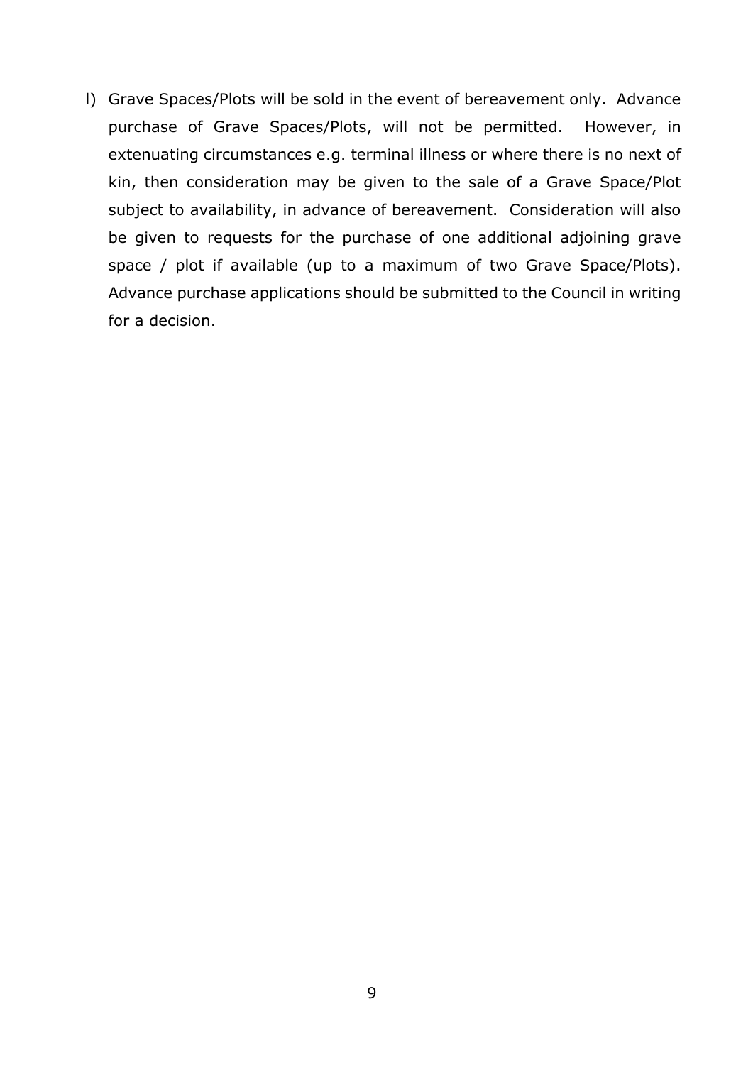l) Grave Spaces/Plots will be sold in the event of bereavement only. Advance purchase of Grave Spaces/Plots, will not be permitted. However, in extenuating circumstances e.g. terminal illness or where there is no next of kin, then consideration may be given to the sale of a Grave Space/Plot subject to availability, in advance of bereavement. Consideration will also be given to requests for the purchase of one additional adjoining grave space / plot if available (up to a maximum of two Grave Space/Plots). Advance purchase applications should be submitted to the Council in writing for a decision.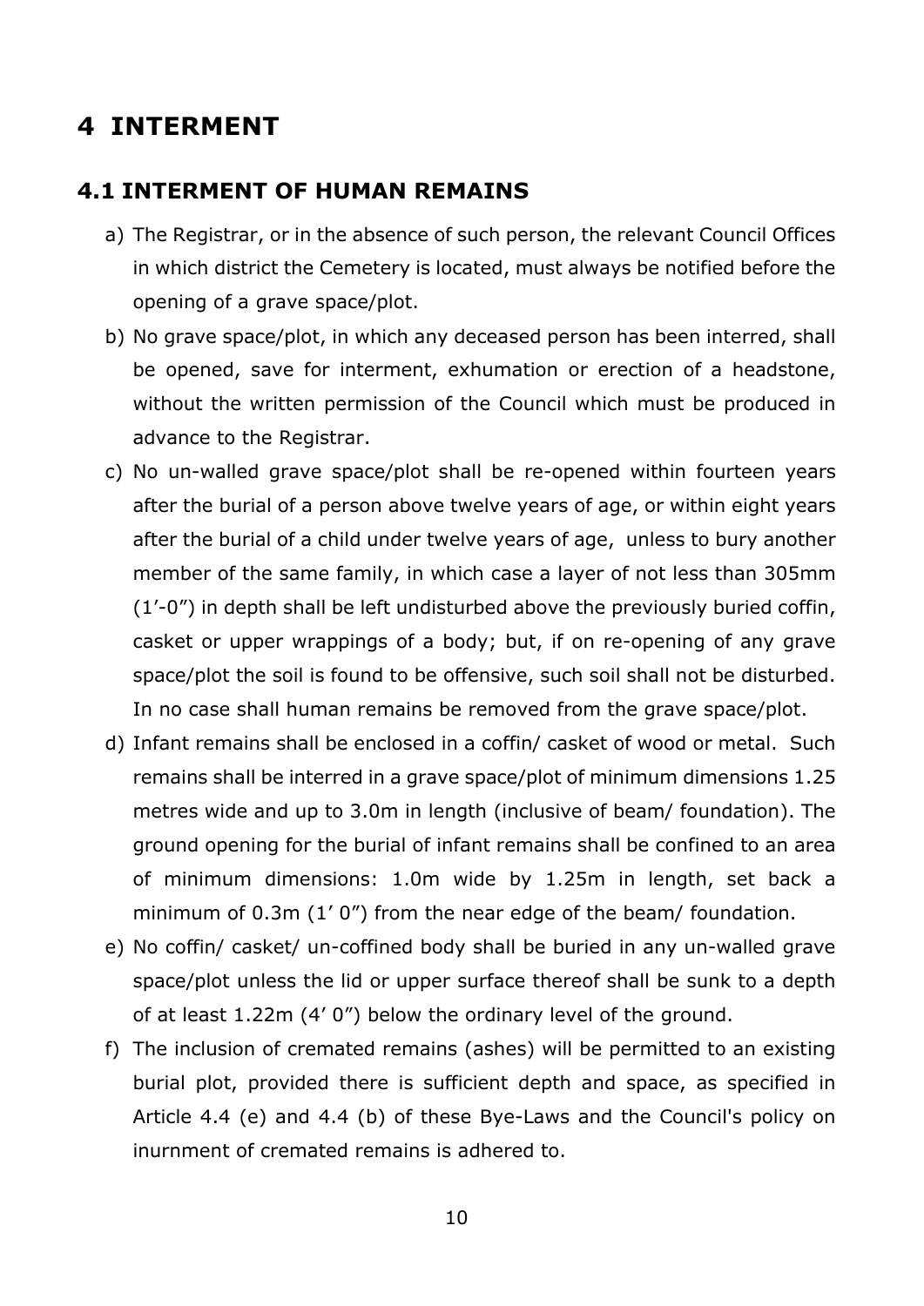# 4 INTERMENT

## 4.1 INTERMENT OF HUMAN REMAINS

a) The Registrar, or in the absence of such person, the relevant Council Offices in which district the Cemetery is located, must always be notified before the opening of a grave space/plot.

b) No grave space/plot, in which any deceased person has been interred, shall be opened, save for interment, exhumation or erection of a headstone, without the written permission of the Council which must be produced in advance to the Registrar.

c) No un-walled grave space/plot shall be re-opened within fourteen years after the burial of a person above twelve years of age, or within eight years after the burial of a child under twelve years of age, unless to bury another member of the same family, in which case a layer of not less than 305mm (1'-0") in depth shall be left undisturbed above the previously buried coffin, casket or upper wrappings of a body; but, if on re-opening of any grave space/plot the soil is found to be offensive, such soil shall not be disturbed. In no case shall human remains be removed from the grave space/plot.

d) Infant remains shall be enclosed in a coffin/ casket of wood or metal. Such remains shall be interred in a grave space/plot of minimum dimensions 1.25 metres wide and up to 3.0m in length (inclusive of beam/ foundation). The ground opening for the burial of infant remains shall be confined to an area of minimum dimensions: 1.0m wide by 1.25m in length, set back a minimum of 0.3m (1' 0") from the near edge of the beam/ foundation.

e) No coffin/ casket/ un-coffined body shall be buried in any un-walled grave space/plot unless the lid or upper surface thereof shall be sunk to a depth of at least 1.22m (4' 0") below the ordinary level of the ground.

f) The inclusion of cremated remains (ashes) will be permitted to an existing burial plot, provided there is sufficient depth and space, as specified in Article 4.4 (e) and 4.4 (b) of these Bye-Laws and the Council's policy on inurnment of cremated remains is adhered to.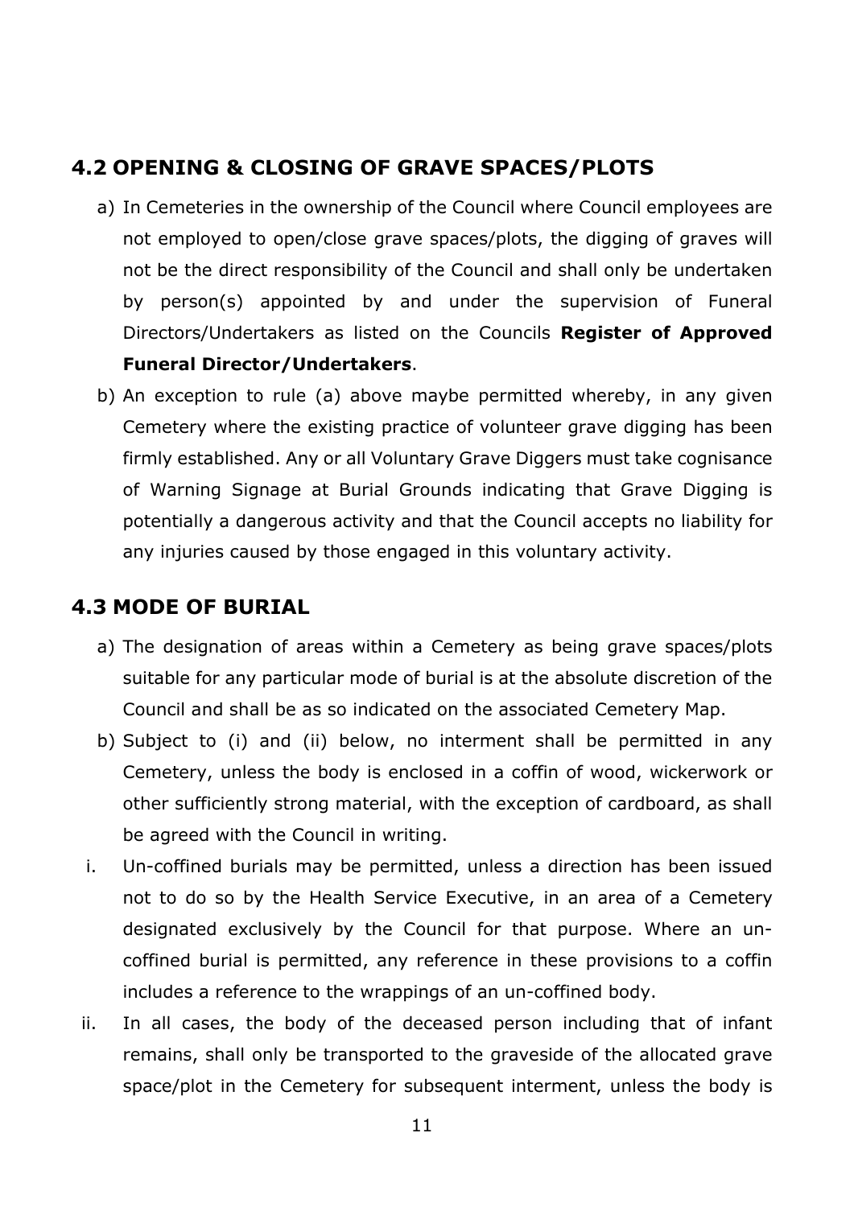## 4.2 OPENING & CLOSING OF GRAVE SPACES/PLOTS

a) In Cemeteries in the ownership of the Council where Council employees are not employed to open/close grave spaces/plots, the digging of graves will not be the direct responsibility of the Council and shall only be undertaken by person(s) appointed by and under the supervision of Funeral Directors/Undertakers as listed on the Councils **Register of Approved Funeral Director/Undertakers**.

b) An exception to rule (a) above maybe permitted whereby, in any given Cemetery where the existing practice of volunteer grave digging has been firmly established. Any or all Voluntary Grave Diggers must take cognisance of Warning Signage at Burial Grounds indicating that Grave Digging is potentially a dangerous activity and that the Council accepts no liability for any injuries caused by those engaged in this voluntary activity.

## 4.3 MODE OF BURIAL

a) The designation of areas within a Cemetery as being grave spaces/plots suitable for any particular mode of burial is at the absolute discretion of the Council and shall be as so indicated on the associated Cemetery Map.

b) Subject to (i) and (ii) below, no interment shall be permitted in any Cemetery, unless the body is enclosed in a coffin of wood, wickerwork or other sufficiently strong material, with the exception of cardboard, as shall be agreed with the Council in writing.

i. Un-coffined burials may be permitted, unless a direction has been issued not to do so by the Health Service Executive, in an area of a Cemetery designated exclusively by the Council for that purpose. Where an un-coffined burial is permitted, any reference in these provisions to a coffin includes a reference to the wrappings of an un-coffined body.

ii. In all cases, the body of the deceased person including that of infant remains, shall only be transported to the graveside of the allocated grave space/plot in the Cemetery for subsequent interment, unless the body is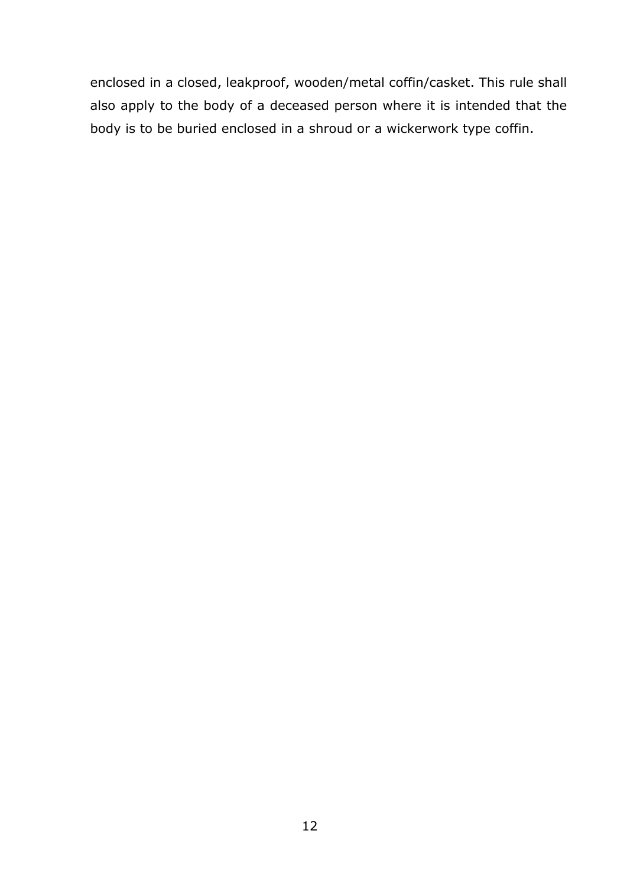enclosed in a closed, leakproof, wooden/metal coffin/casket. This rule shall also apply to the body of a deceased person where it is intended that the body is to be buried enclosed in a shroud or a wickerwork type coffin.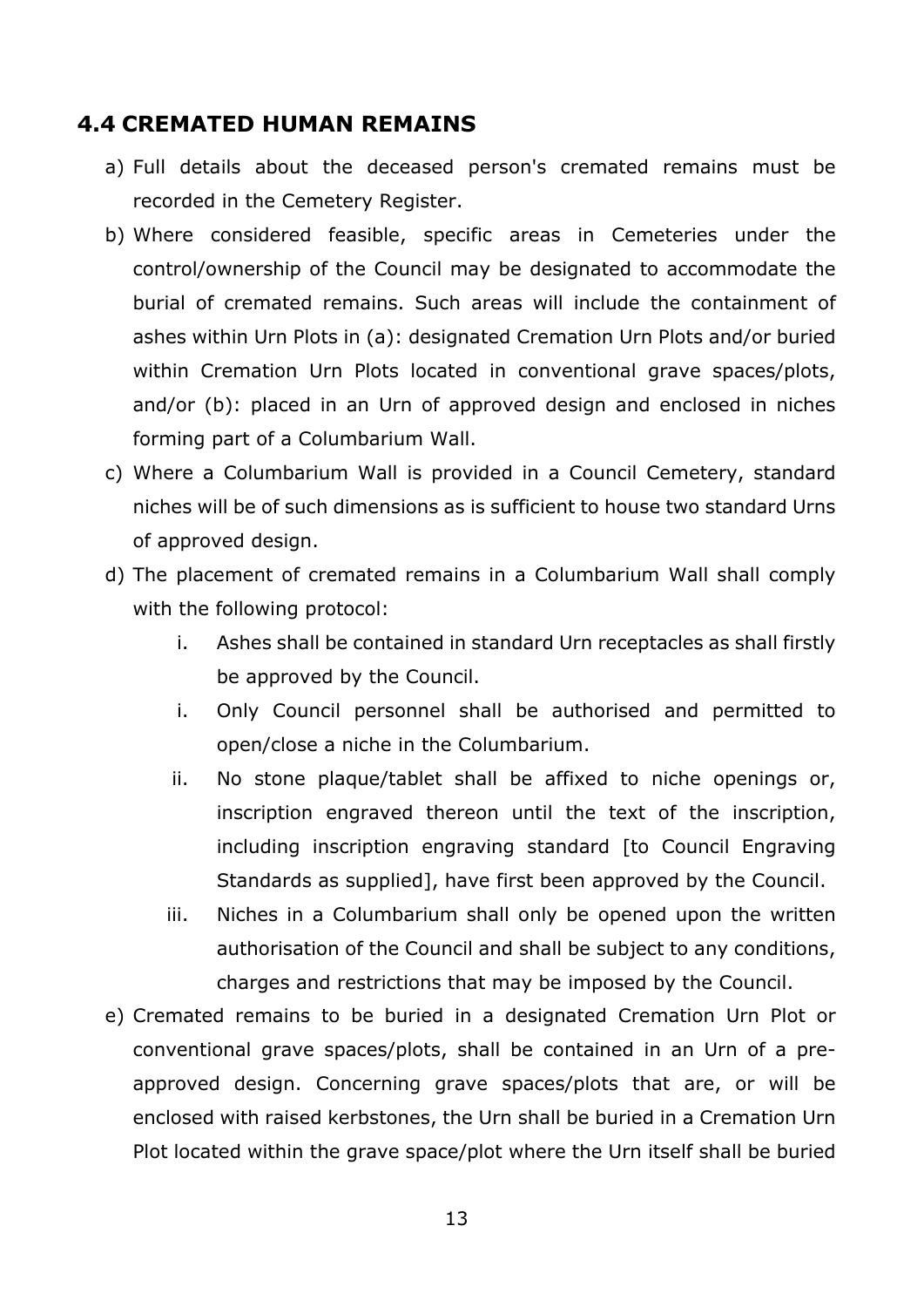## 4.4 CREMATED HUMAN REMAINS

a) Full details about the deceased person's cremated remains must be recorded in the Cemetery Register.

b) Where considered feasible, specific areas in Cemeteries under the control/ownership of the Council may be designated to accommodate the burial of cremated remains. Such areas will include the containment of ashes within Urn Plots in (a): designated Cremation Urn Plots and/or buried within Cremation Urn Plots located in conventional grave spaces/plots, and/or (b): placed in an Urn of approved design and enclosed in niches forming part of a Columbarium Wall.

c) Where a Columbarium Wall is provided in a Council Cemetery, standard niches will be of such dimensions as is sufficient to house two standard Urns of approved design.

d) The placement of cremated remains in a Columbarium Wall shall comply with the following protocol:

   i. Ashes shall be contained in standard Urn receptacles as shall firstly be approved by the Council.

   i. Only Council personnel shall be authorised and permitted to open/close a niche in the Columbarium.

   ii. No stone plaque/tablet shall be affixed to niche openings or, inscription engraved thereon until the text of the inscription, including inscription engraving standard [to Council Engraving Standards as supplied], have first been approved by the Council.

   iii. Niches in a Columbarium shall only be opened upon the written authorisation of the Council and shall be subject to any conditions, charges and restrictions that may be imposed by the Council.

e) Cremated remains to be buried in a designated Cremation Urn Plot or conventional grave spaces/plots, shall be contained in an Urn of a pre-approved design. Concerning grave spaces/plots that are, or will be enclosed with raised kerbstones, the Urn shall be buried in a Cremation Urn Plot located within the grave space/plot where the Urn itself shall be buried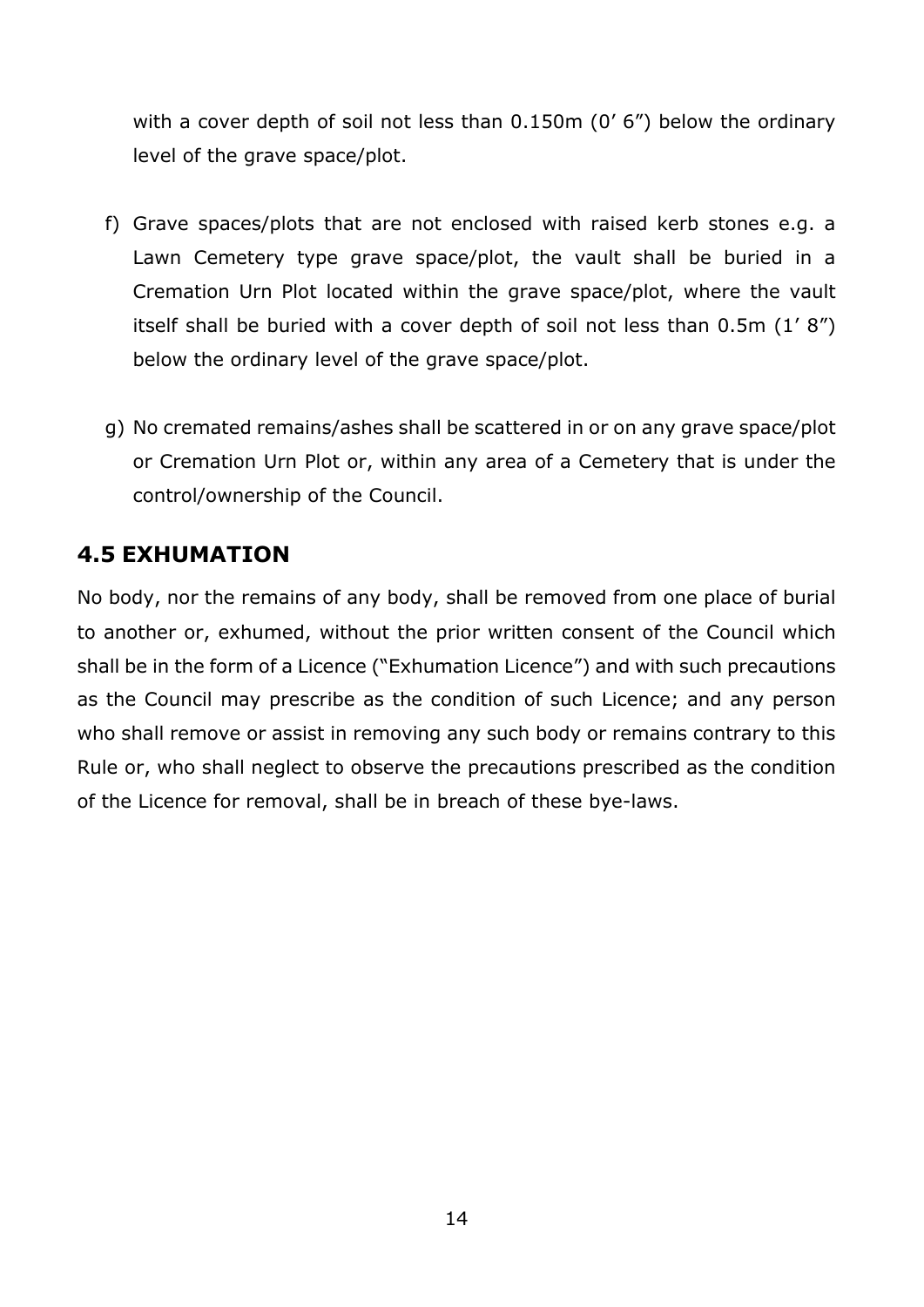with a cover depth of soil not less than 0.150m (0’ 6”) below the ordinary level of the grave space/plot.

f) Grave spaces/plots that are not enclosed with raised kerb stones e.g. a Lawn Cemetery type grave space/plot, the vault shall be buried in a Cremation Urn Plot located within the grave space/plot, where the vault itself shall be buried with a cover depth of soil not less than 0.5m (1’ 8”) below the ordinary level of the grave space/plot.

g) No cremated remains/ashes shall be scattered in or on any grave space/plot or Cremation Urn Plot or, within any area of a Cemetery that is under the control/ownership of the Council.

## 4.5 EXHUMATION

No body, nor the remains of any body, shall be removed from one place of burial to another or, exhumed, without the prior written consent of the Council which shall be in the form of a Licence (“Exhumation Licence”) and with such precautions as the Council may prescribe as the condition of such Licence; and any person who shall remove or assist in removing any such body or remains contrary to this Rule or, who shall neglect to observe the precautions prescribed as the condition of the Licence for removal, shall be in breach of these bye-laws.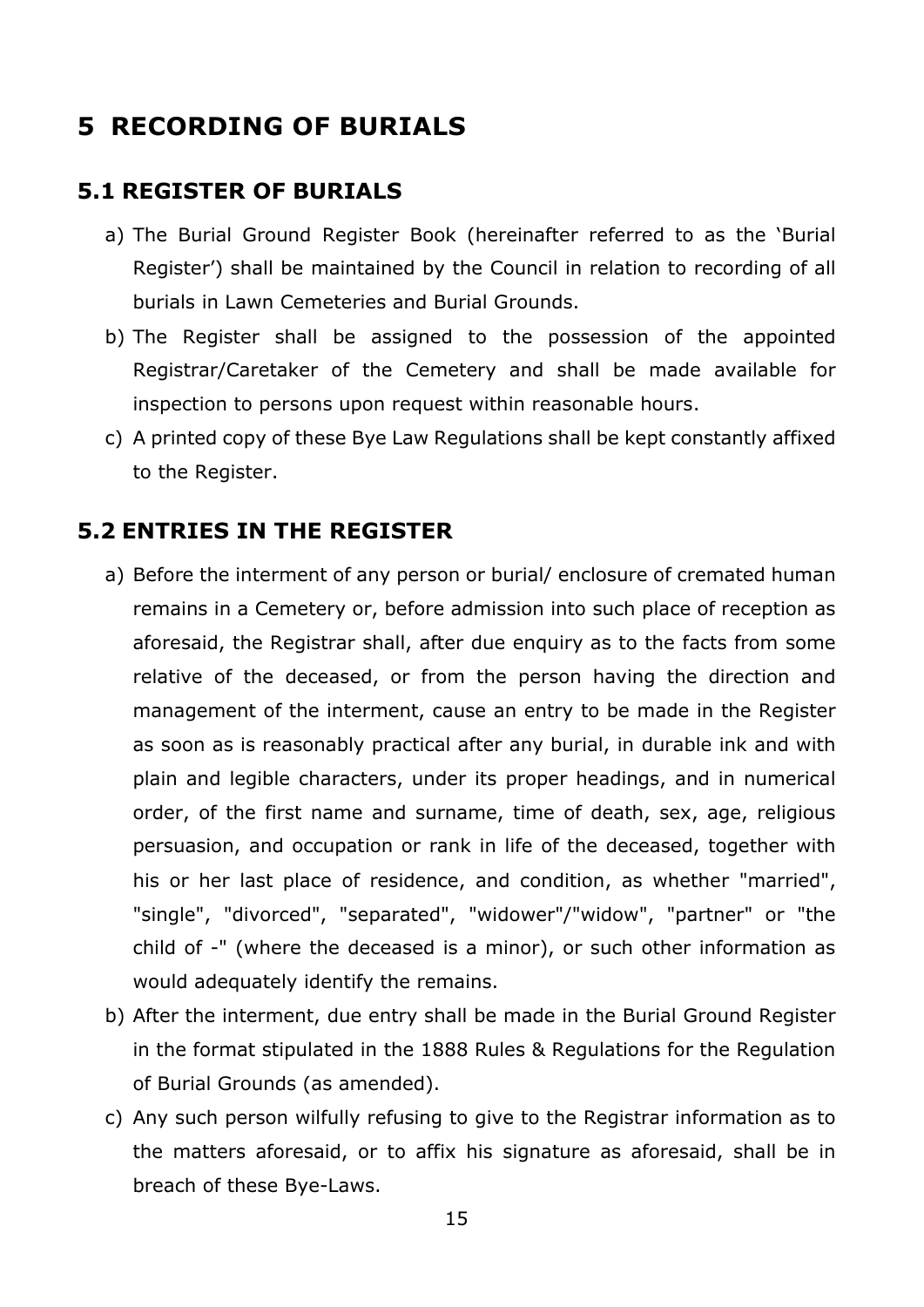# 5 RECORDING OF BURIALS

## 5.1 REGISTER OF BURIALS

a) The Burial Ground Register Book (hereinafter referred to as the 'Burial Register') shall be maintained by the Council in relation to recording of all burials in Lawn Cemeteries and Burial Grounds.

b) The Register shall be assigned to the possession of the appointed Registrar/Caretaker of the Cemetery and shall be made available for inspection to persons upon request within reasonable hours.

c) A printed copy of these Bye Law Regulations shall be kept constantly affixed to the Register.

## 5.2 ENTRIES IN THE REGISTER

a) Before the interment of any person or burial/ enclosure of cremated human remains in a Cemetery or, before admission into such place of reception as aforesaid, the Registrar shall, after due enquiry as to the facts from some relative of the deceased, or from the person having the direction and management of the interment, cause an entry to be made in the Register as soon as is reasonably practical after any burial, in durable ink and with plain and legible characters, under its proper headings, and in numerical order, of the first name and surname, time of death, sex, age, religious persuasion, and occupation or rank in life of the deceased, together with his or her last place of residence, and condition, as whether "married", "single", "divorced", "separated", "widower"/"widow", "partner" or "the child of -" (where the deceased is a minor), or such other information as would adequately identify the remains.

b) After the interment, due entry shall be made in the Burial Ground Register in the format stipulated in the 1888 Rules & Regulations for the Regulation of Burial Grounds (as amended).

c) Any such person wilfully refusing to give to the Registrar information as to the matters aforesaid, or to affix his signature as aforesaid, shall be in breach of these Bye-Laws.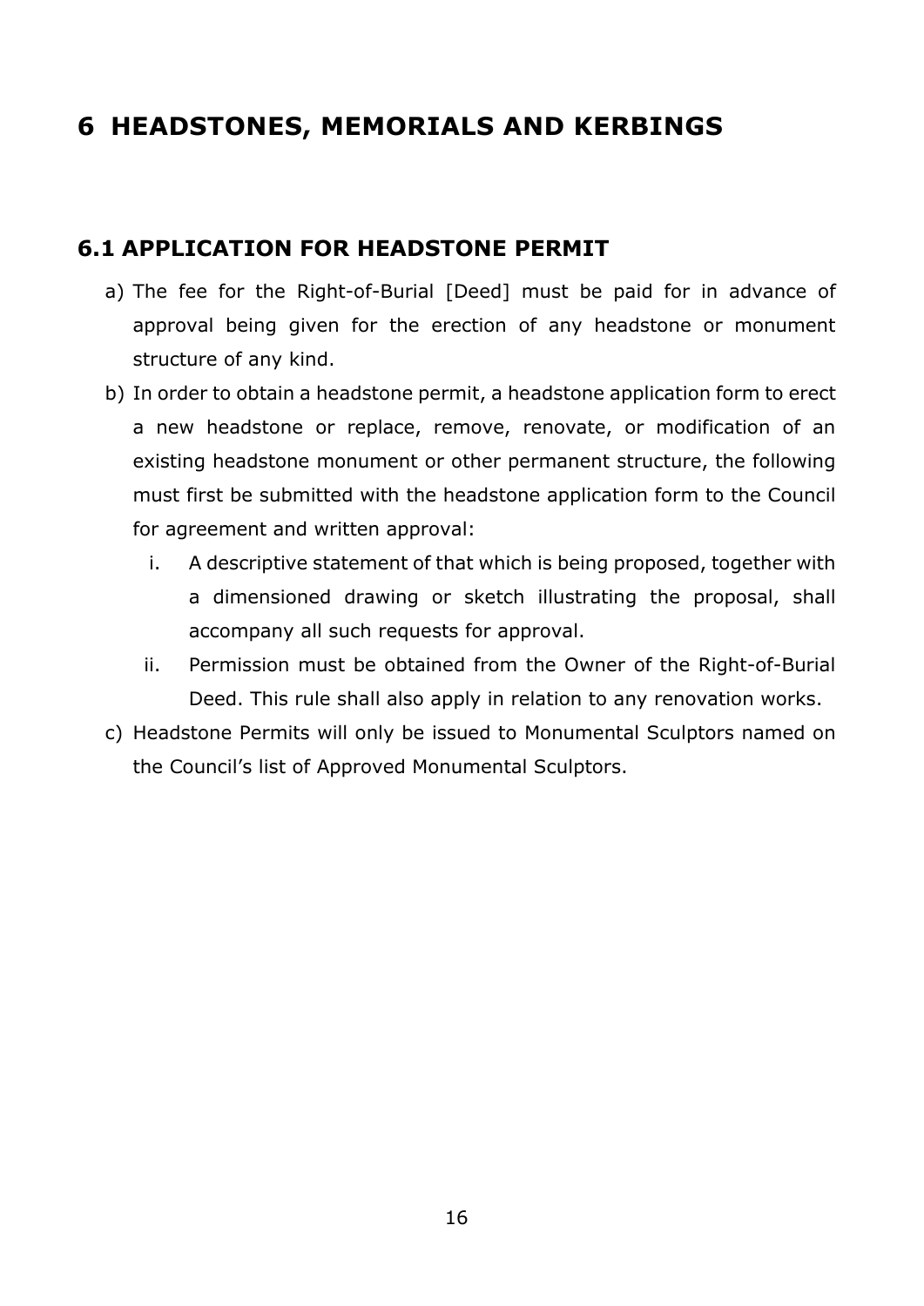# 6 HEADSTONES, MEMORIALS AND KERBINGS

## 6.1 APPLICATION FOR HEADSTONE PERMIT

a) The fee for the Right-of-Burial [Deed] must be paid for in advance of approval being given for the erection of any headstone or monument structure of any kind.

b) In order to obtain a headstone permit, a headstone application form to erect a new headstone or replace, remove, renovate, or modification of an existing headstone monument or other permanent structure, the following must first be submitted with the headstone application form to the Council for agreement and written approval:

   i. A descriptive statement of that which is being proposed, together with a dimensioned drawing or sketch illustrating the proposal, shall accompany all such requests for approval.

   ii. Permission must be obtained from the Owner of the Right-of-Burial Deed. This rule shall also apply in relation to any renovation works.

c) Headstone Permits will only be issued to Monumental Sculptors named on the Council's list of Approved Monumental Sculptors.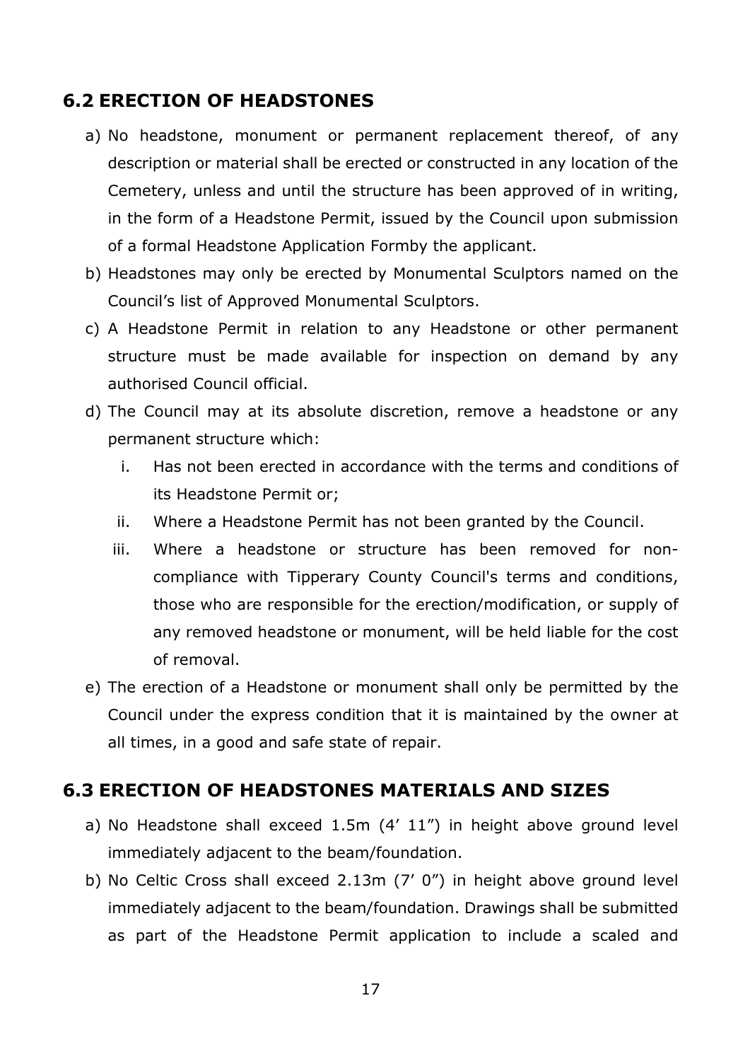## 6.2 ERECTION OF HEADSTONES

a) No headstone, monument or permanent replacement thereof, of any description or material shall be erected or constructed in any location of the Cemetery, unless and until the structure has been approved of in writing, in the form of a Headstone Permit, issued by the Council upon submission of a formal Headstone Application Formby the applicant.

b) Headstones may only be erected by Monumental Sculptors named on the Council's list of Approved Monumental Sculptors.

c) A Headstone Permit in relation to any Headstone or other permanent structure must be made available for inspection on demand by any authorised Council official.

d) The Council may at its absolute discretion, remove a headstone or any permanent structure which:

   i. Has not been erected in accordance with the terms and conditions of its Headstone Permit or;

   ii. Where a Headstone Permit has not been granted by the Council.

   iii. Where a headstone or structure has been removed for non-compliance with Tipperary County Council's terms and conditions, those who are responsible for the erection/modification, or supply of any removed headstone or monument, will be held liable for the cost of removal.

e) The erection of a Headstone or monument shall only be permitted by the Council under the express condition that it is maintained by the owner at all times, in a good and safe state of repair.

## 6.3 ERECTION OF HEADSTONES MATERIALS AND SIZES

a) No Headstone shall exceed 1.5m (4' 11") in height above ground level immediately adjacent to the beam/foundation.

b) No Celtic Cross shall exceed 2.13m (7' 0") in height above ground level immediately adjacent to the beam/foundation. Drawings shall be submitted as part of the Headstone Permit application to include a scaled and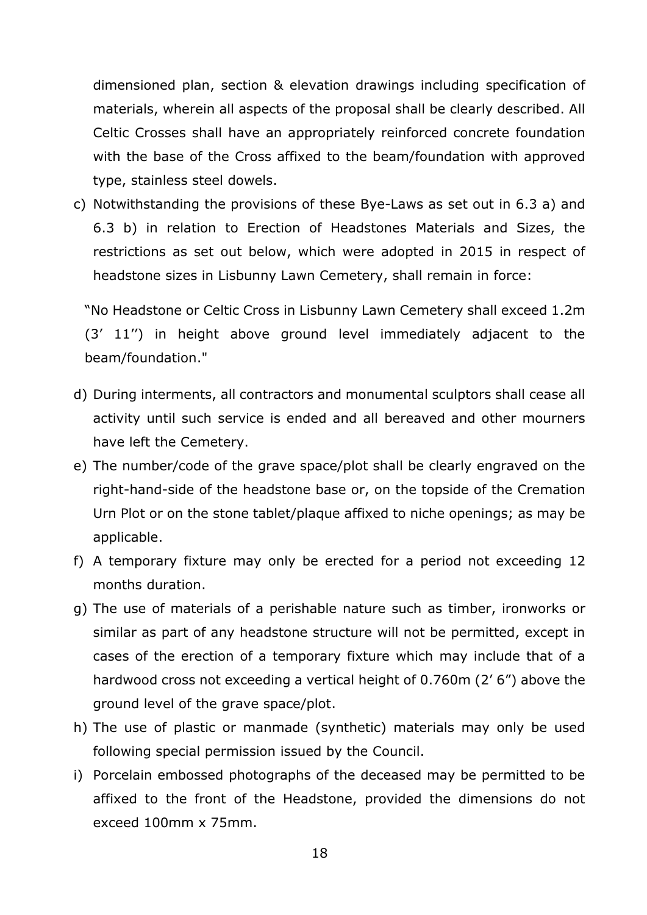dimensioned plan, section & elevation drawings including specification of materials, wherein all aspects of the proposal shall be clearly described. All Celtic Crosses shall have an appropriately reinforced concrete foundation with the base of the Cross affixed to the beam/foundation with approved type, stainless steel dowels.

c) Notwithstanding the provisions of these Bye-Laws as set out in 6.3 a) and 6.3 b) in relation to Erection of Headstones Materials and Sizes, the restrictions as set out below, which were adopted in 2015 in respect of headstone sizes in Lisbunny Lawn Cemetery, shall remain in force:

"No Headstone or Celtic Cross in Lisbunny Lawn Cemetery shall exceed 1.2m (3' 11'') in height above ground level immediately adjacent to the beam/foundation."

d) During interments, all contractors and monumental sculptors shall cease all activity until such service is ended and all bereaved and other mourners have left the Cemetery.

e) The number/code of the grave space/plot shall be clearly engraved on the right-hand-side of the headstone base or, on the topside of the Cremation Urn Plot or on the stone tablet/plaque affixed to niche openings; as may be applicable.

f) A temporary fixture may only be erected for a period not exceeding 12 months duration.

g) The use of materials of a perishable nature such as timber, ironworks or similar as part of any headstone structure will not be permitted, except in cases of the erection of a temporary fixture which may include that of a hardwood cross not exceeding a vertical height of 0.760m (2' 6") above the ground level of the grave space/plot.

h) The use of plastic or manmade (synthetic) materials may only be used following special permission issued by the Council.

i) Porcelain embossed photographs of the deceased may be permitted to be affixed to the front of the Headstone, provided the dimensions do not exceed 100mm x 75mm.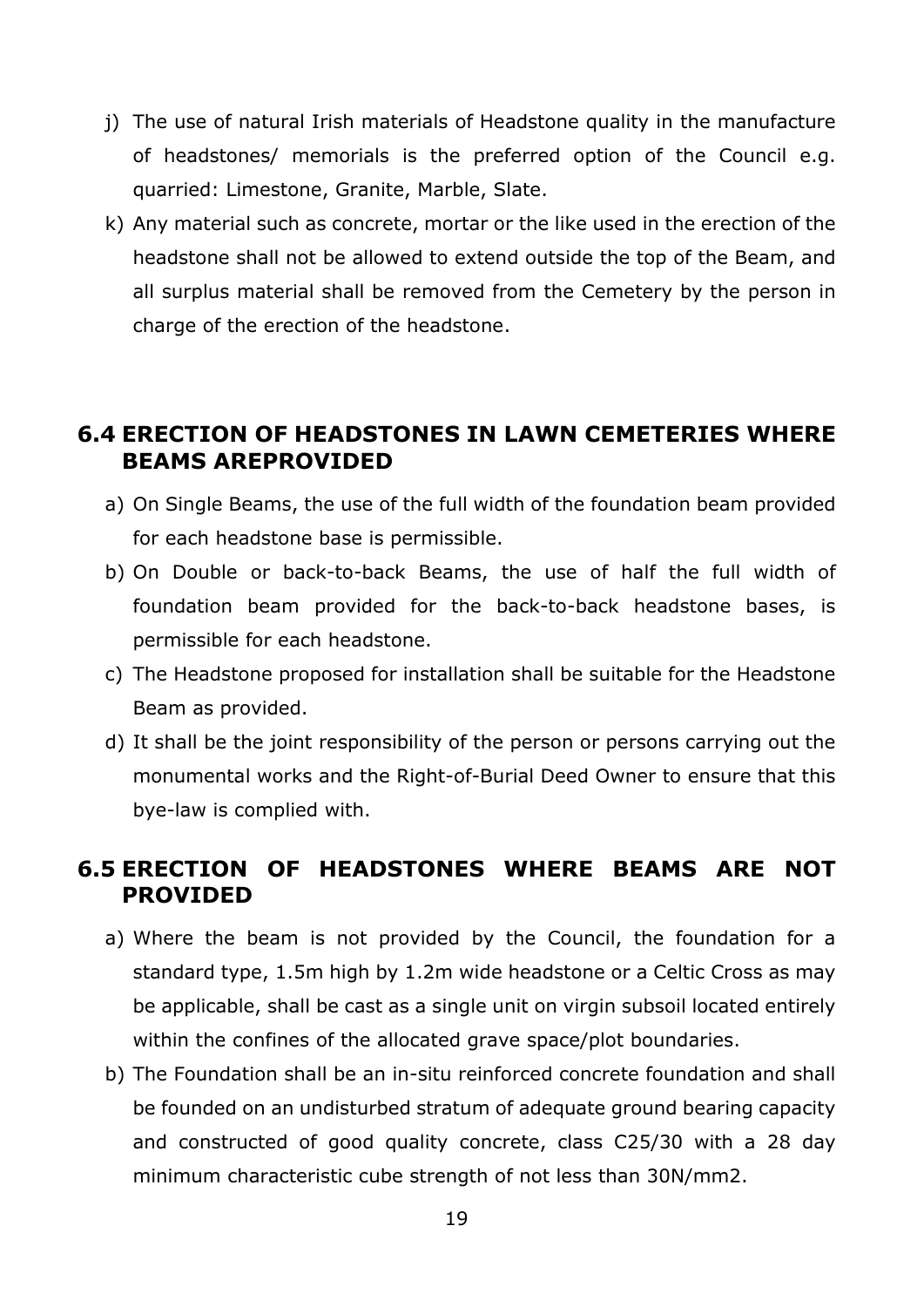j) The use of natural Irish materials of Headstone quality in the manufacture of headstones/ memorials is the preferred option of the Council e.g. quarried: Limestone, Granite, Marble, Slate.

k) Any material such as concrete, mortar or the like used in the erection of the headstone shall not be allowed to extend outside the top of the Beam, and all surplus material shall be removed from the Cemetery by the person in charge of the erection of the headstone.

## 6.4 ERECTION OF HEADSTONES IN LAWN CEMETERIES WHERE BEAMS AREPROVIDED

a) On Single Beams, the use of the full width of the foundation beam provided for each headstone base is permissible.

b) On Double or back-to-back Beams, the use of half the full width of foundation beam provided for the back-to-back headstone bases, is permissible for each headstone.

c) The Headstone proposed for installation shall be suitable for the Headstone Beam as provided.

d) It shall be the joint responsibility of the person or persons carrying out the monumental works and the Right-of-Burial Deed Owner to ensure that this bye-law is complied with.

## 6.5 ERECTION OF HEADSTONES WHERE BEAMS ARE NOT PROVIDED

a) Where the beam is not provided by the Council, the foundation for a standard type, 1.5m high by 1.2m wide headstone or a Celtic Cross as may be applicable, shall be cast as a single unit on virgin subsoil located entirely within the confines of the allocated grave space/plot boundaries.

b) The Foundation shall be an in-situ reinforced concrete foundation and shall be founded on an undisturbed stratum of adequate ground bearing capacity and constructed of good quality concrete, class C25/30 with a 28 day minimum characteristic cube strength of not less than 30N/mm2.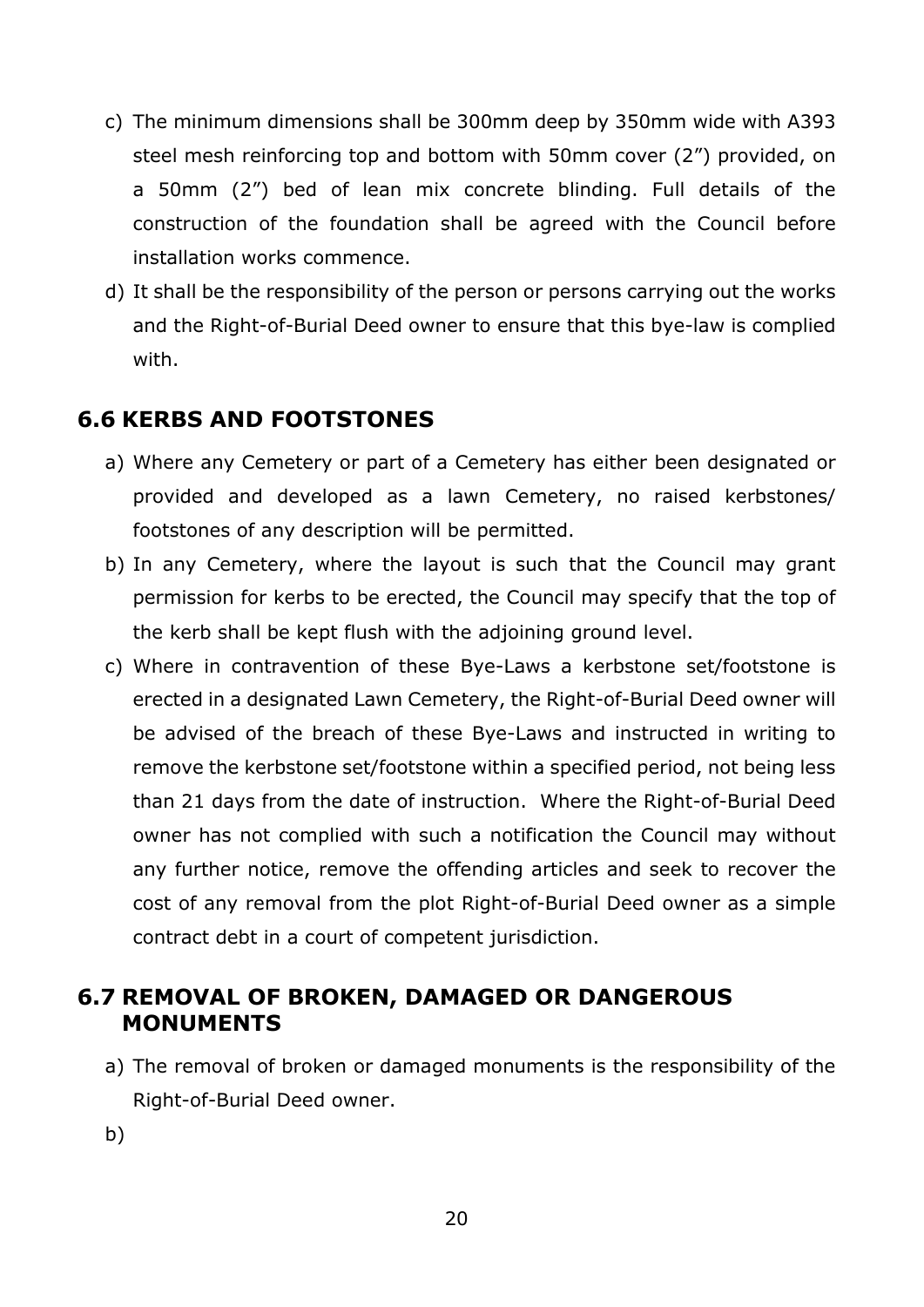c) The minimum dimensions shall be 300mm deep by 350mm wide with A393 steel mesh reinforcing top and bottom with 50mm cover (2") provided, on a 50mm (2") bed of lean mix concrete blinding. Full details of the construction of the foundation shall be agreed with the Council before installation works commence.

d) It shall be the responsibility of the person or persons carrying out the works and the Right-of-Burial Deed owner to ensure that this bye-law is complied with.

## 6.6 KERBS AND FOOTSTONES

a) Where any Cemetery or part of a Cemetery has either been designated or provided and developed as a lawn Cemetery, no raised kerbstones/ footstones of any description will be permitted.

b) In any Cemetery, where the layout is such that the Council may grant permission for kerbs to be erected, the Council may specify that the top of the kerb shall be kept flush with the adjoining ground level.

c) Where in contravention of these Bye-Laws a kerbstone set/footstone is erected in a designated Lawn Cemetery, the Right-of-Burial Deed owner will be advised of the breach of these Bye-Laws and instructed in writing to remove the kerbstone set/footstone within a specified period, not being less than 21 days from the date of instruction. Where the Right-of-Burial Deed owner has not complied with such a notification the Council may without any further notice, remove the offending articles and seek to recover the cost of any removal from the plot Right-of-Burial Deed owner as a simple contract debt in a court of competent jurisdiction.

## 6.7 REMOVAL OF BROKEN, DAMAGED OR DANGEROUS MONUMENTS

a) The removal of broken or damaged monuments is the responsibility of the Right-of-Burial Deed owner.

b)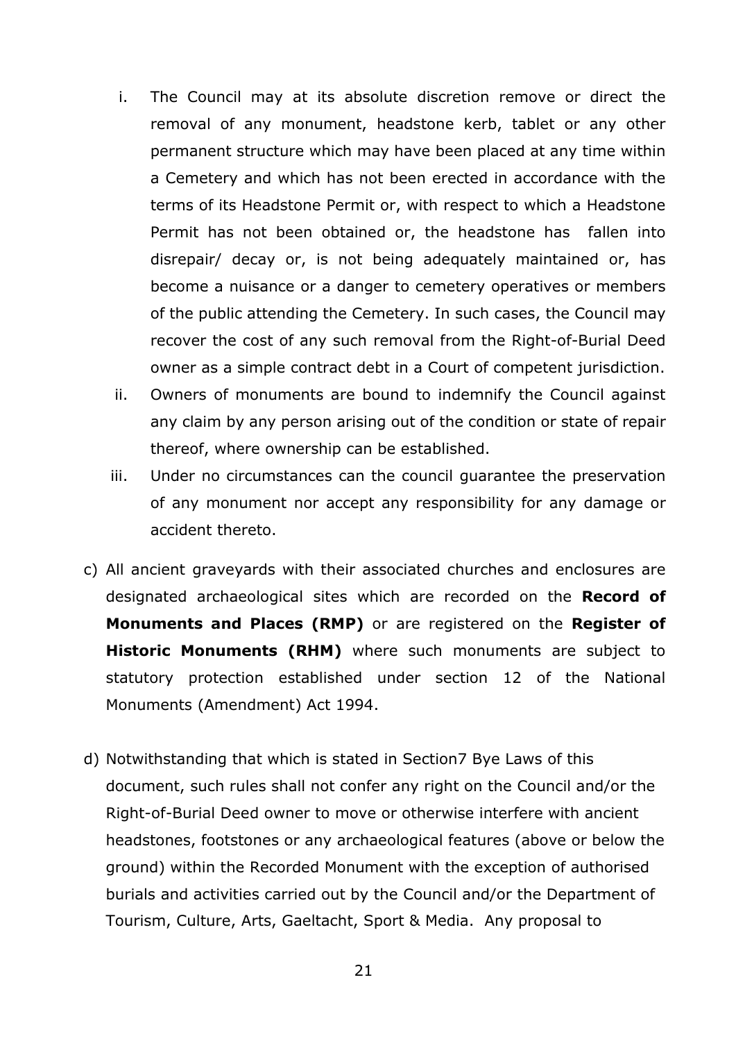i. The Council may at its absolute discretion remove or direct the removal of any monument, headstone kerb, tablet or any other permanent structure which may have been placed at any time within a Cemetery and which has not been erected in accordance with the terms of its Headstone Permit or, with respect to which a Headstone Permit has not been obtained or, the headstone has fallen into disrepair/ decay or, is not being adequately maintained or, has become a nuisance or a danger to cemetery operatives or members of the public attending the Cemetery. In such cases, the Council may recover the cost of any such removal from the Right-of-Burial Deed owner as a simple contract debt in a Court of competent jurisdiction.
ii. Owners of monuments are bound to indemnify the Council against any claim by any person arising out of the condition or state of repair thereof, where ownership can be established.
iii. Under no circumstances can the council guarantee the preservation of any monument nor accept any responsibility for any damage or accident thereto.

c) All ancient graveyards with their associated churches and enclosures are designated archaeological sites which are recorded on the **Record of Monuments and Places (RMP)** or are registered on the **Register of Historic Monuments (RHM)** where such monuments are subject to statutory protection established under section 12 of the National Monuments (Amendment) Act 1994.

d) Notwithstanding that which is stated in Section7 Bye Laws of this document, such rules shall not confer any right on the Council and/or the Right-of-Burial Deed owner to move or otherwise interfere with ancient headstones, footstones or any archaeological features (above or below the ground) within the Recorded Monument with the exception of authorised burials and activities carried out by the Council and/or the Department of Tourism, Culture, Arts, Gaeltacht, Sport & Media. Any proposal to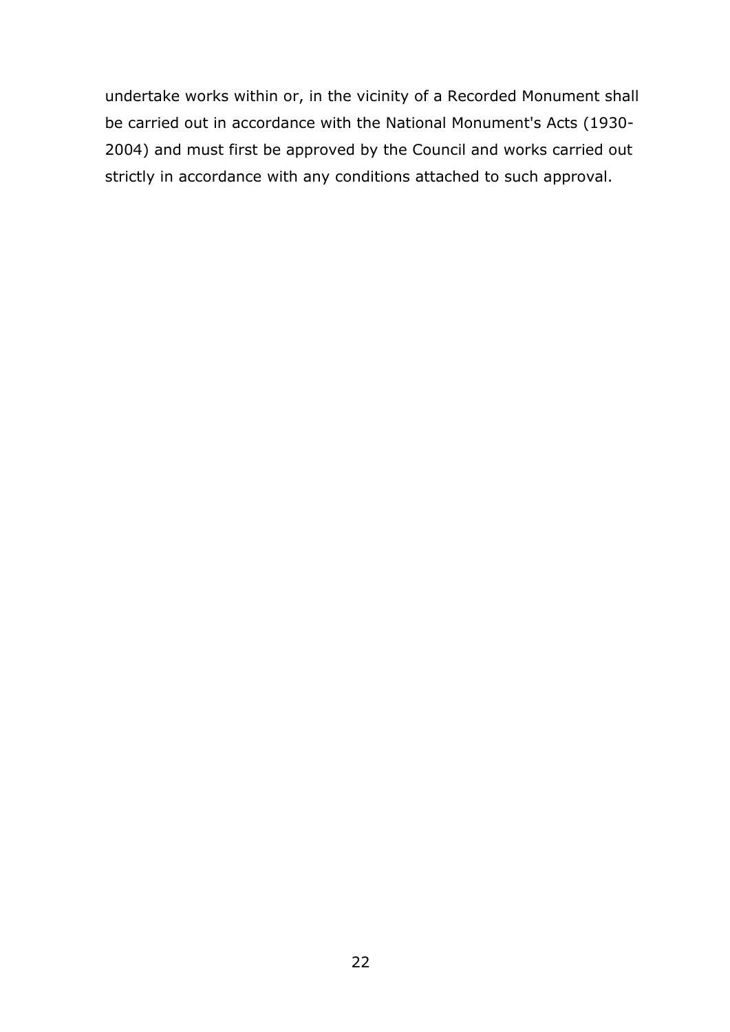undertake works within or, in the vicinity of a Recorded Monument shall be carried out in accordance with the National Monument's Acts (1930-2004) and must first be approved by the Council and works carried out strictly in accordance with any conditions attached to such approval.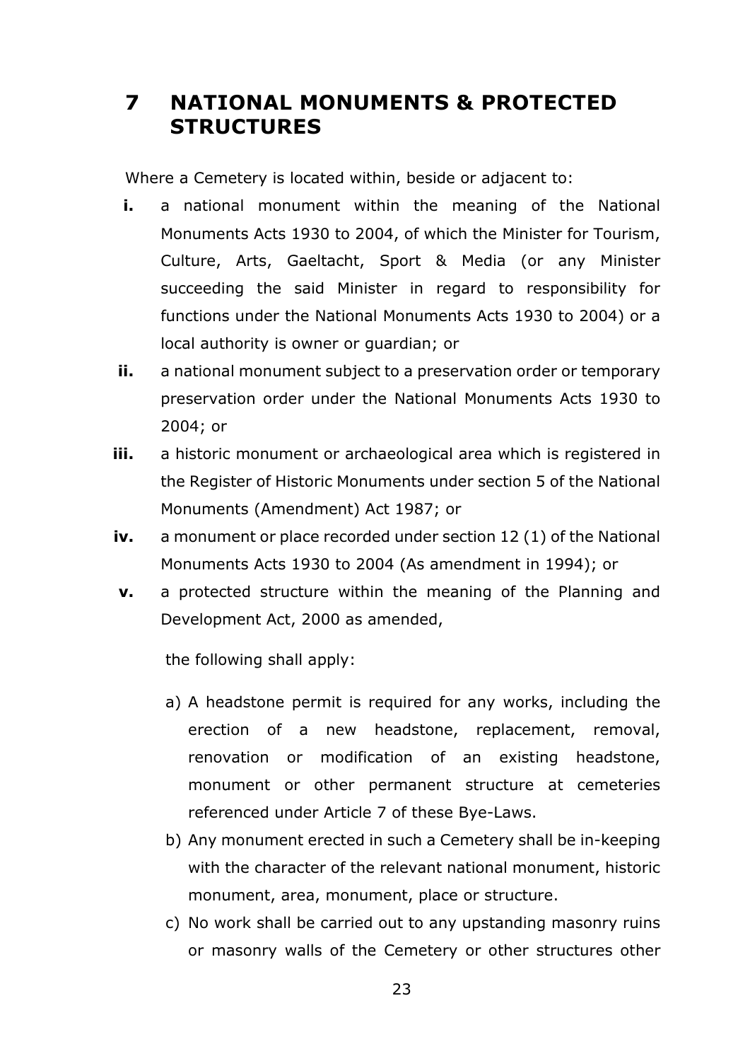# 7 NATIONAL MONUMENTS & PROTECTED STRUCTURES

Where a Cemetery is located within, beside or adjacent to:

- **i.** a national monument within the meaning of the National Monuments Acts 1930 to 2004, of which the Minister for Tourism, Culture, Arts, Gaeltacht, Sport & Media (or any Minister succeeding the said Minister in regard to responsibility for functions under the National Monuments Acts 1930 to 2004) or a local authority is owner or guardian; or
- **ii.** a national monument subject to a preservation order or temporary preservation order under the National Monuments Acts 1930 to 2004; or
- **iii.** a historic monument or archaeological area which is registered in the Register of Historic Monuments under section 5 of the National Monuments (Amendment) Act 1987; or
- **iv.** a monument or place recorded under section 12 (1) of the National Monuments Acts 1930 to 2004 (As amendment in 1994); or
- **v.** a protected structure within the meaning of the Planning and Development Act, 2000 as amended,

the following shall apply:

a) A headstone permit is required for any works, including the erection of a new headstone, replacement, removal, renovation or modification of an existing headstone, monument or other permanent structure at cemeteries referenced under Article 7 of these Bye-Laws.

b) Any monument erected in such a Cemetery shall be in-keeping with the character of the relevant national monument, historic monument, area, monument, place or structure.

c) No work shall be carried out to any upstanding masonry ruins or masonry walls of the Cemetery or other structures other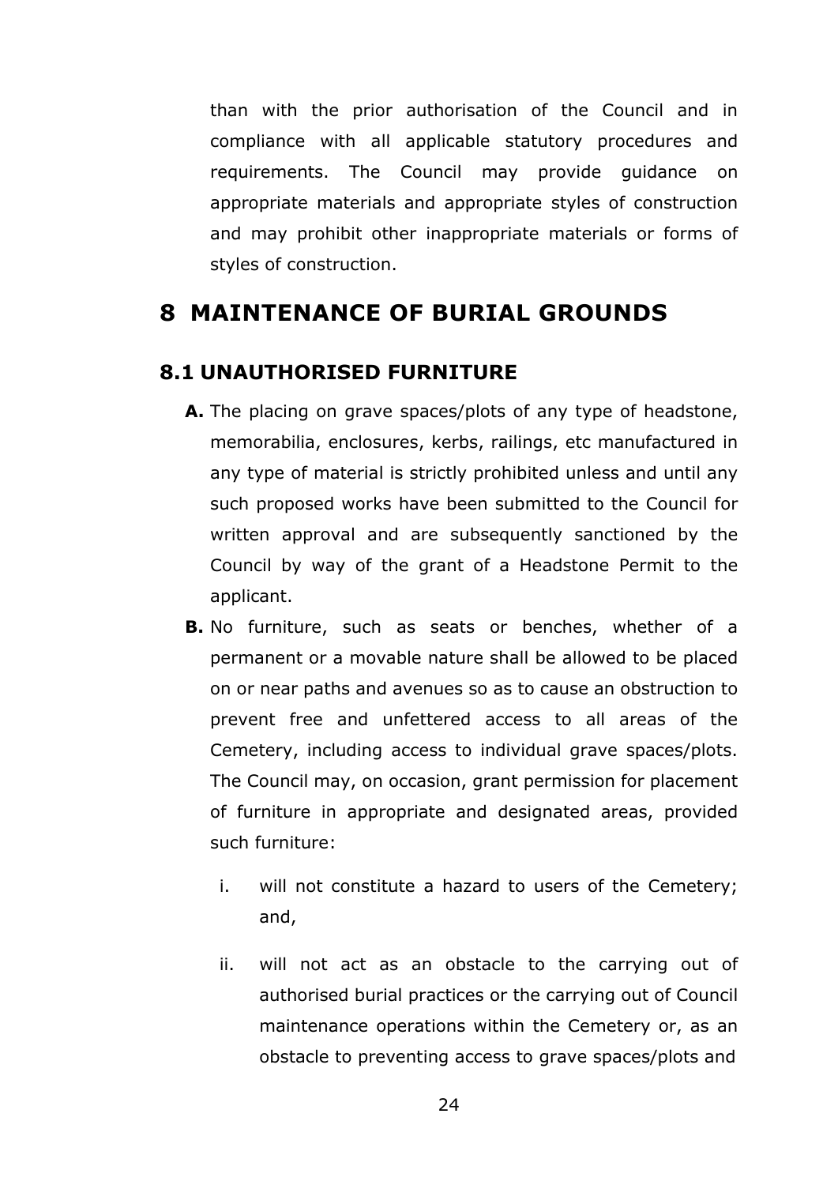than with the prior authorisation of the Council and in compliance with all applicable statutory procedures and requirements. The Council may provide guidance on appropriate materials and appropriate styles of construction and may prohibit other inappropriate materials or forms of styles of construction.

# 8 MAINTENANCE OF BURIAL GROUNDS

## 8.1 UNAUTHORISED FURNITURE

**A.** The placing on grave spaces/plots of any type of headstone, memorabilia, enclosures, kerbs, railings, etc manufactured in any type of material is strictly prohibited unless and until any such proposed works have been submitted to the Council for written approval and are subsequently sanctioned by the Council by way of the grant of a Headstone Permit to the applicant.

**B.** No furniture, such as seats or benches, whether of a permanent or a movable nature shall be allowed to be placed on or near paths and avenues so as to cause an obstruction to prevent free and unfettered access to all areas of the Cemetery, including access to individual grave spaces/plots. The Council may, on occasion, grant permission for placement of furniture in appropriate and designated areas, provided such furniture:

i. will not constitute a hazard to users of the Cemetery; and,

ii. will not act as an obstacle to the carrying out of authorised burial practices or the carrying out of Council maintenance operations within the Cemetery or, as an obstacle to preventing access to grave spaces/plots and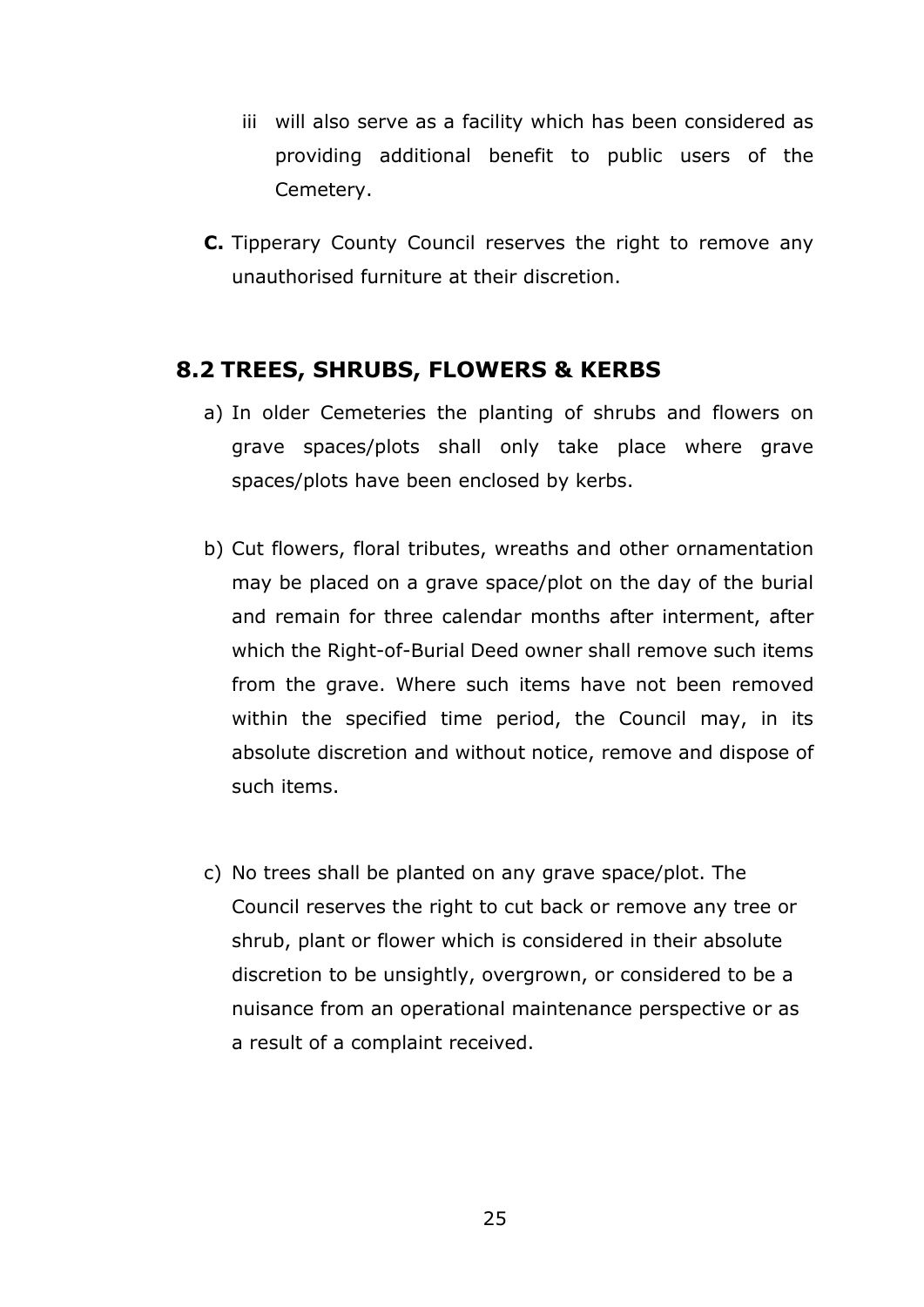iii will also serve as a facility which has been considered as providing additional benefit to public users of the Cemetery.

**C.** Tipperary County Council reserves the right to remove any unauthorised furniture at their discretion.

## 8.2 TREES, SHRUBS, FLOWERS & KERBS

a) In older Cemeteries the planting of shrubs and flowers on grave spaces/plots shall only take place where grave spaces/plots have been enclosed by kerbs.

b) Cut flowers, floral tributes, wreaths and other ornamentation may be placed on a grave space/plot on the day of the burial and remain for three calendar months after interment, after which the Right-of-Burial Deed owner shall remove such items from the grave. Where such items have not been removed within the specified time period, the Council may, in its absolute discretion and without notice, remove and dispose of such items.

c) No trees shall be planted on any grave space/plot. The Council reserves the right to cut back or remove any tree or shrub, plant or flower which is considered in their absolute discretion to be unsightly, overgrown, or considered to be a nuisance from an operational maintenance perspective or as a result of a complaint received.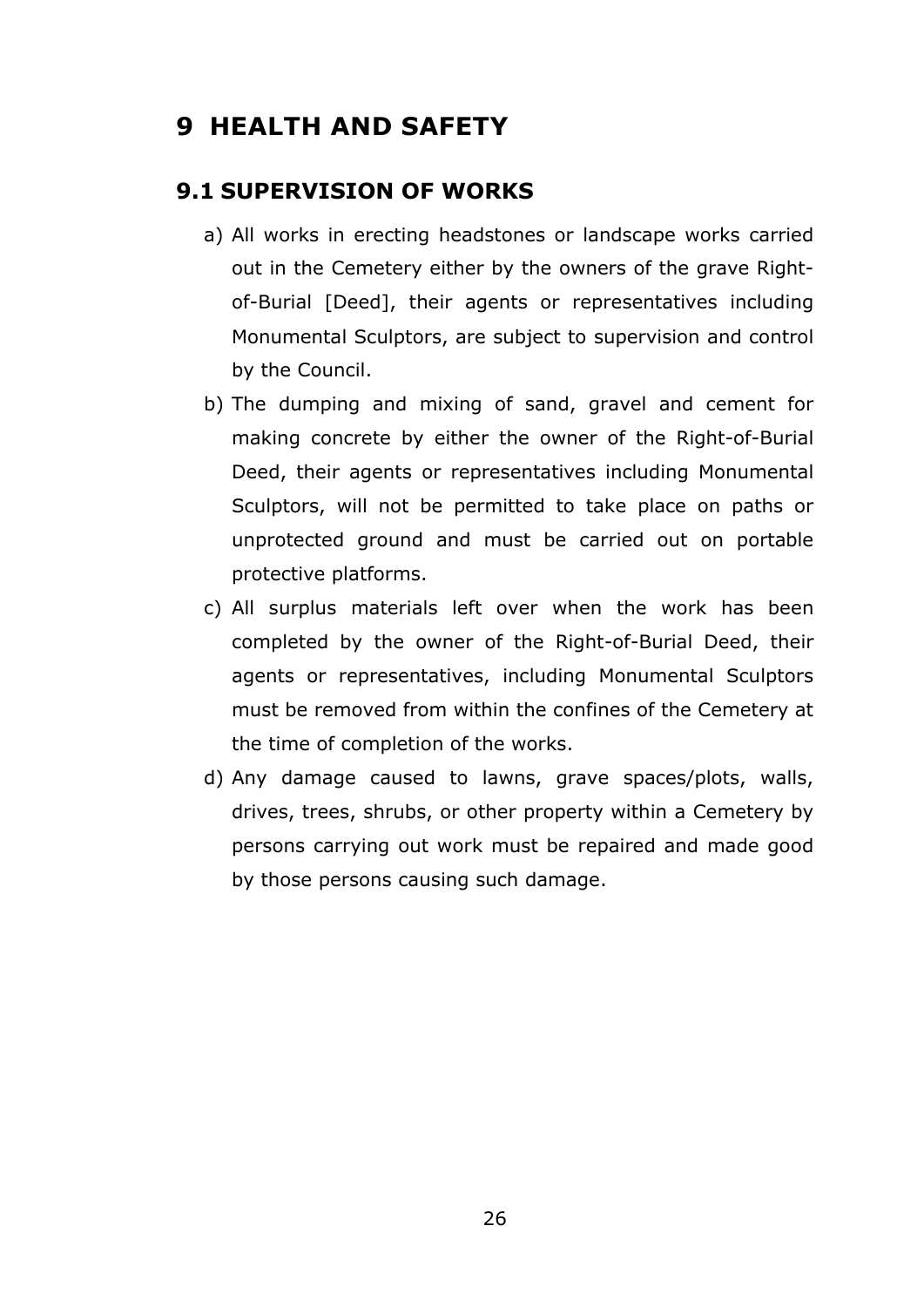# 9 HEALTH AND SAFETY

## 9.1 SUPERVISION OF WORKS

a) All works in erecting headstones or landscape works carried out in the Cemetery either by the owners of the grave Right-of-Burial [Deed], their agents or representatives including Monumental Sculptors, are subject to supervision and control by the Council.

b) The dumping and mixing of sand, gravel and cement for making concrete by either the owner of the Right-of-Burial Deed, their agents or representatives including Monumental Sculptors, will not be permitted to take place on paths or unprotected ground and must be carried out on portable protective platforms.

c) All surplus materials left over when the work has been completed by the owner of the Right-of-Burial Deed, their agents or representatives, including Monumental Sculptors must be removed from within the confines of the Cemetery at the time of completion of the works.

d) Any damage caused to lawns, grave spaces/plots, walls, drives, trees, shrubs, or other property within a Cemetery by persons carrying out work must be repaired and made good by those persons causing such damage.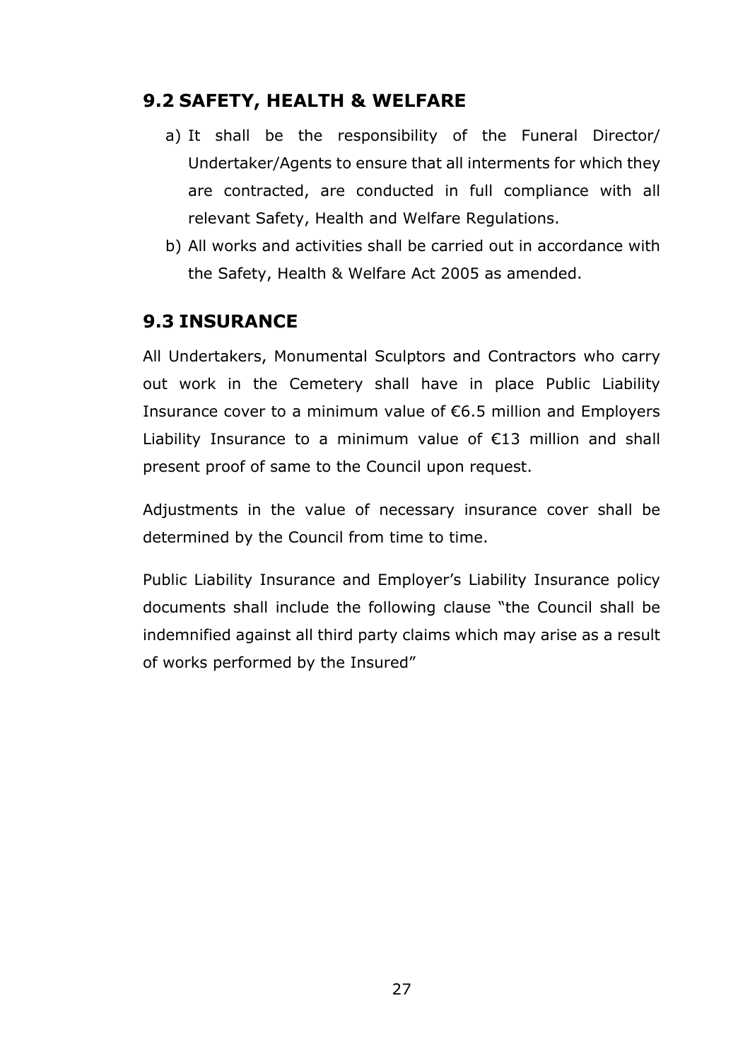## 9.2 SAFETY, HEALTH & WELFARE

a) It shall be the responsibility of the Funeral Director/ Undertaker/Agents to ensure that all interments for which they are contracted, are conducted in full compliance with all relevant Safety, Health and Welfare Regulations.

b) All works and activities shall be carried out in accordance with the Safety, Health & Welfare Act 2005 as amended.

## 9.3 INSURANCE

All Undertakers, Monumental Sculptors and Contractors who carry out work in the Cemetery shall have in place Public Liability Insurance cover to a minimum value of €6.5 million and Employers Liability Insurance to a minimum value of €13 million and shall present proof of same to the Council upon request.

Adjustments in the value of necessary insurance cover shall be determined by the Council from time to time.

Public Liability Insurance and Employer's Liability Insurance policy documents shall include the following clause "the Council shall be indemnified against all third party claims which may arise as a result of works performed by the Insured"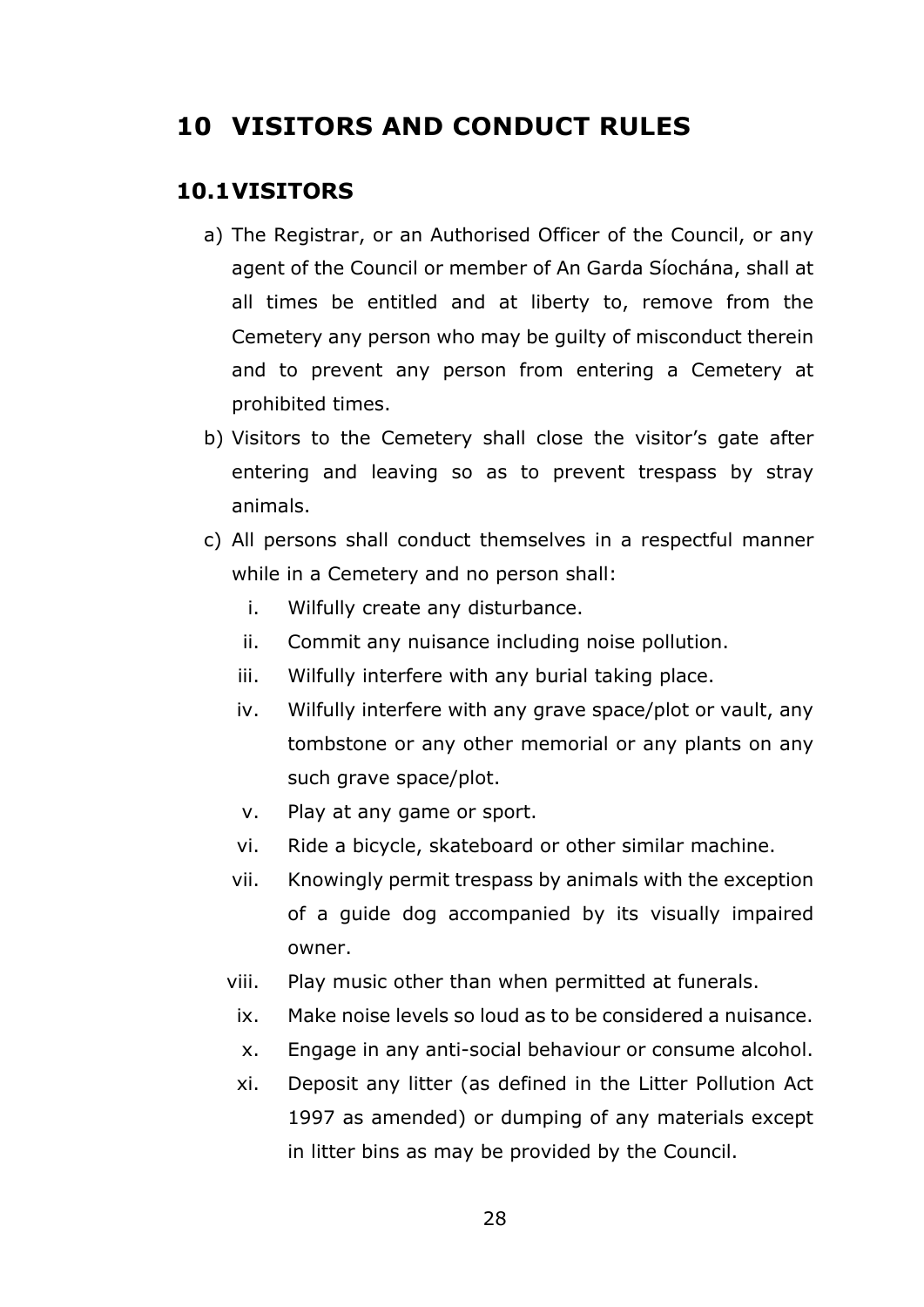# 10 VISITORS AND CONDUCT RULES

## 10.1 VISITORS

a) The Registrar, or an Authorised Officer of the Council, or any agent of the Council or member of An Garda Síochána, shall at all times be entitled and at liberty to, remove from the Cemetery any person who may be guilty of misconduct therein and to prevent any person from entering a Cemetery at prohibited times.

b) Visitors to the Cemetery shall close the visitor's gate after entering and leaving so as to prevent trespass by stray animals.

c) All persons shall conduct themselves in a respectful manner while in a Cemetery and no person shall:

   i. Wilfully create any disturbance.
   ii. Commit any nuisance including noise pollution.
   iii. Wilfully interfere with any burial taking place.
   iv. Wilfully interfere with any grave space/plot or vault, any tombstone or any other memorial or any plants on any such grave space/plot.
   v. Play at any game or sport.
   vi. Ride a bicycle, skateboard or other similar machine.
   vii. Knowingly permit trespass by animals with the exception of a guide dog accompanied by its visually impaired owner.
   viii. Play music other than when permitted at funerals.
   ix. Make noise levels so loud as to be considered a nuisance.
   x. Engage in any anti-social behaviour or consume alcohol.
   xi. Deposit any litter (as defined in the Litter Pollution Act 1997 as amended) or dumping of any materials except in litter bins as may be provided by the Council.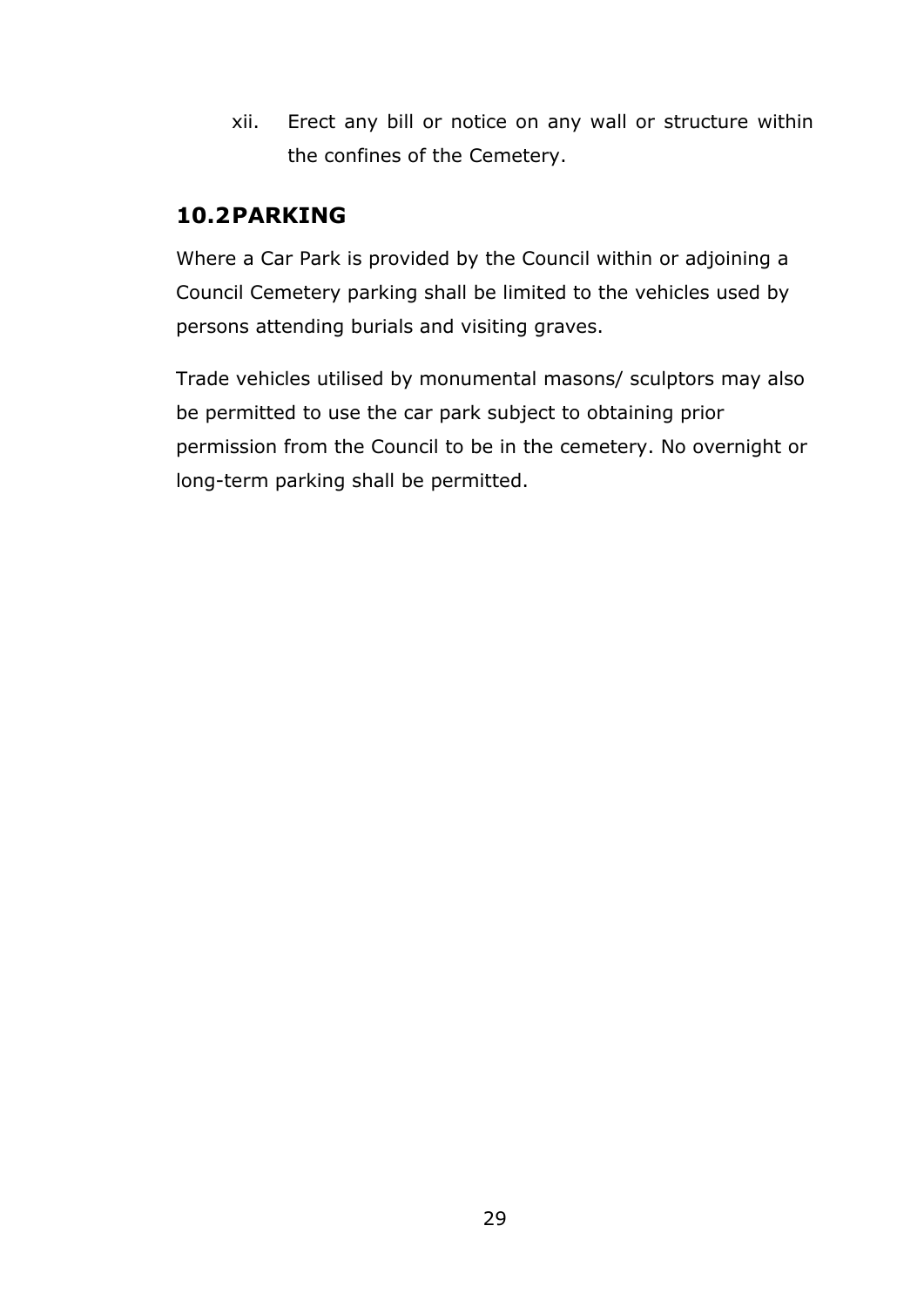xii. Erect any bill or notice on any wall or structure within the confines of the Cemetery.

## 10.2 PARKING

Where a Car Park is provided by the Council within or adjoining a Council Cemetery parking shall be limited to the vehicles used by persons attending burials and visiting graves.

Trade vehicles utilised by monumental masons/ sculptors may also be permitted to use the car park subject to obtaining prior permission from the Council to be in the cemetery. No overnight or long-term parking shall be permitted.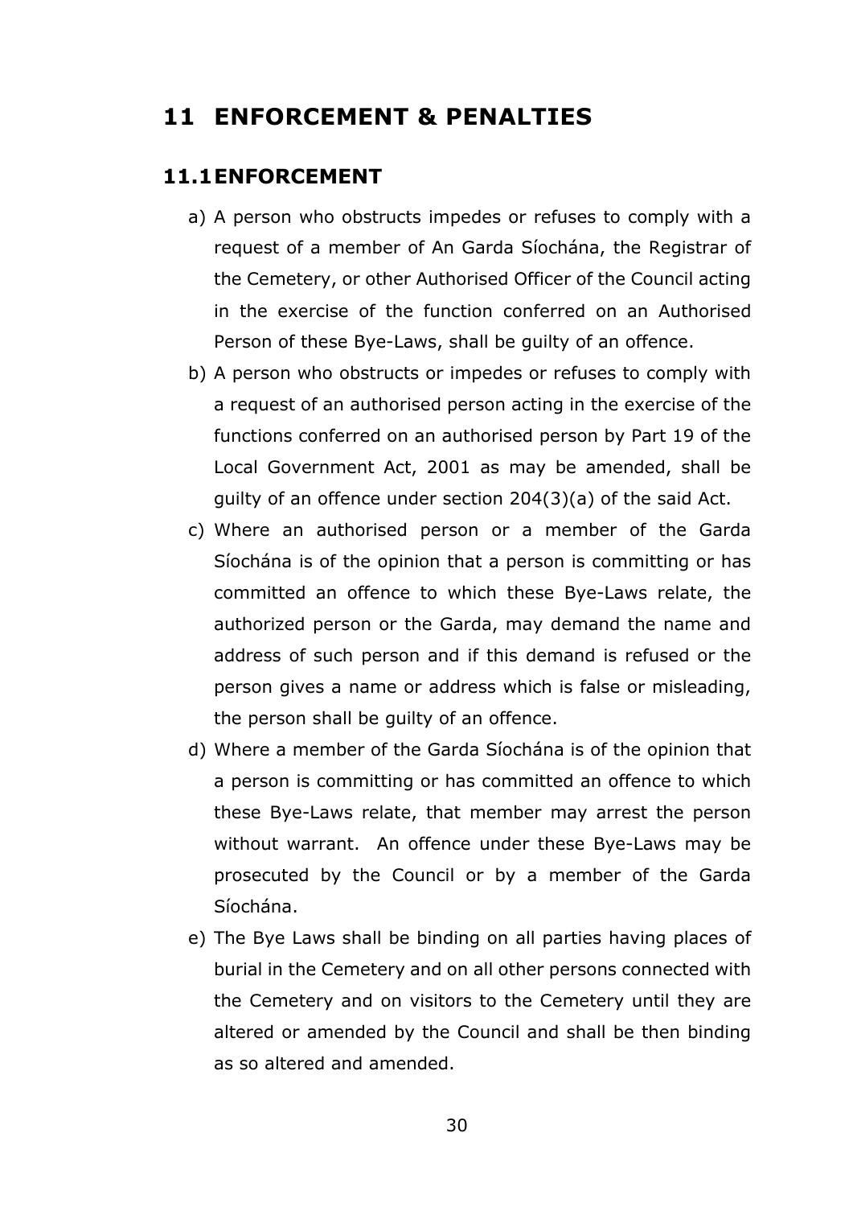# 11 ENFORCEMENT & PENALTIES

## 11.1 ENFORCEMENT

a) A person who obstructs impedes or refuses to comply with a request of a member of An Garda Síochána, the Registrar of the Cemetery, or other Authorised Officer of the Council acting in the exercise of the function conferred on an Authorised Person of these Bye-Laws, shall be guilty of an offence.

b) A person who obstructs or impedes or refuses to comply with a request of an authorised person acting in the exercise of the functions conferred on an authorised person by Part 19 of the Local Government Act, 2001 as may be amended, shall be guilty of an offence under section 204(3)(a) of the said Act.

c) Where an authorised person or a member of the Garda Síochána is of the opinion that a person is committing or has committed an offence to which these Bye-Laws relate, the authorized person or the Garda, may demand the name and address of such person and if this demand is refused or the person gives a name or address which is false or misleading, the person shall be guilty of an offence.

d) Where a member of the Garda Síochána is of the opinion that a person is committing or has committed an offence to which these Bye-Laws relate, that member may arrest the person without warrant. An offence under these Bye-Laws may be prosecuted by the Council or by a member of the Garda Síochána.

e) The Bye Laws shall be binding on all parties having places of burial in the Cemetery and on all other persons connected with the Cemetery and on visitors to the Cemetery until they are altered or amended by the Council and shall be then binding as so altered and amended.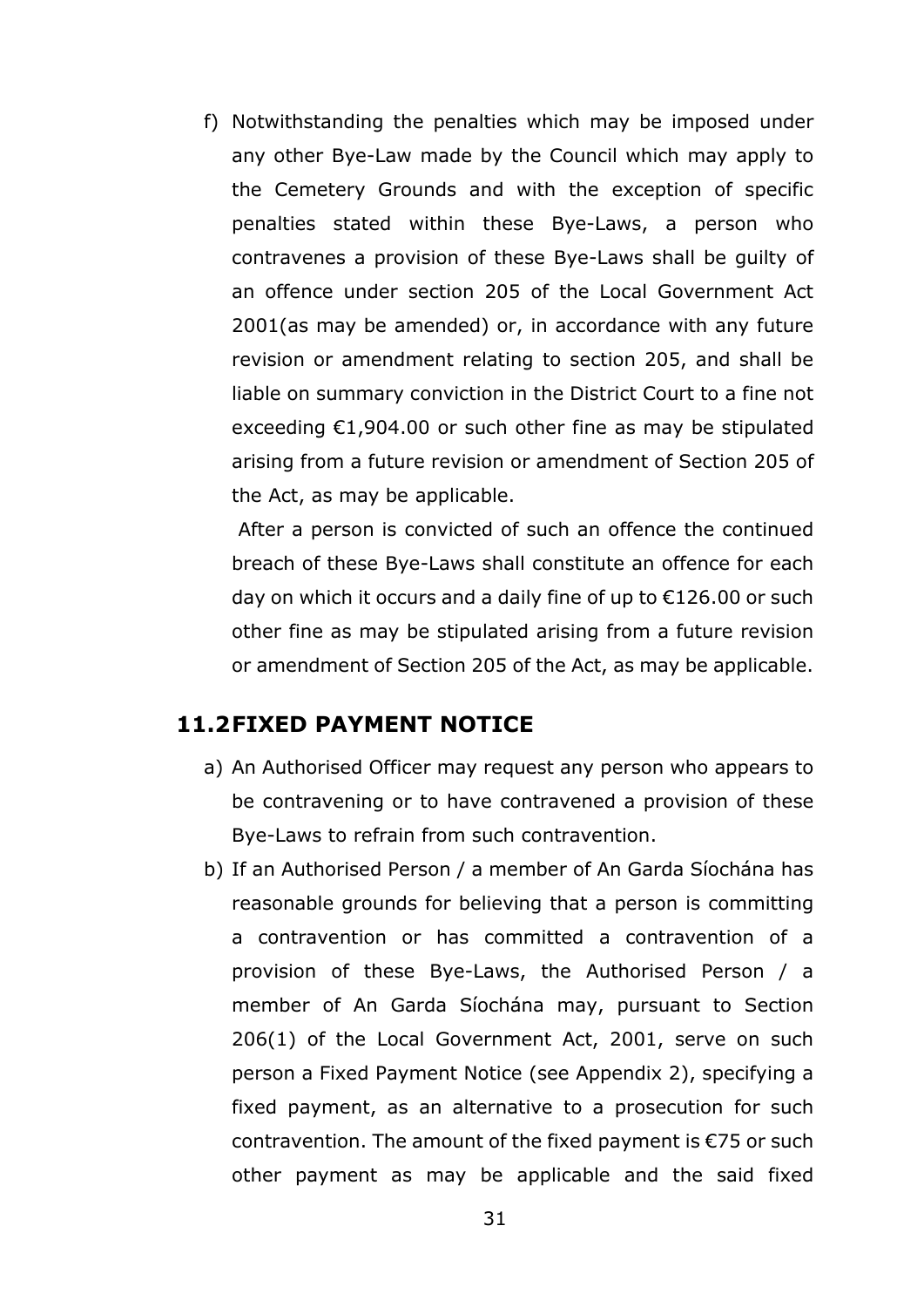f) Notwithstanding the penalties which may be imposed under any other Bye-Law made by the Council which may apply to the Cemetery Grounds and with the exception of specific penalties stated within these Bye-Laws, a person who contravenes a provision of these Bye-Laws shall be guilty of an offence under section 205 of the Local Government Act 2001(as may be amended) or, in accordance with any future revision or amendment relating to section 205, and shall be liable on summary conviction in the District Court to a fine not exceeding €1,904.00 or such other fine as may be stipulated arising from a future revision or amendment of Section 205 of the Act, as may be applicable.

   After a person is convicted of such an offence the continued breach of these Bye-Laws shall constitute an offence for each day on which it occurs and a daily fine of up to €126.00 or such other fine as may be stipulated arising from a future revision or amendment of Section 205 of the Act, as may be applicable.

## 11.2 FIXED PAYMENT NOTICE

a) An Authorised Officer may request any person who appears to be contravening or to have contravened a provision of these Bye-Laws to refrain from such contravention.
b) If an Authorised Person / a member of An Garda Síochána has reasonable grounds for believing that a person is committing a contravention or has committed a contravention of a provision of these Bye-Laws, the Authorised Person / a member of An Garda Síochána may, pursuant to Section 206(1) of the Local Government Act, 2001, serve on such person a Fixed Payment Notice (see Appendix 2), specifying a fixed payment, as an alternative to a prosecution for such contravention. The amount of the fixed payment is €75 or such other payment as may be applicable and the said fixed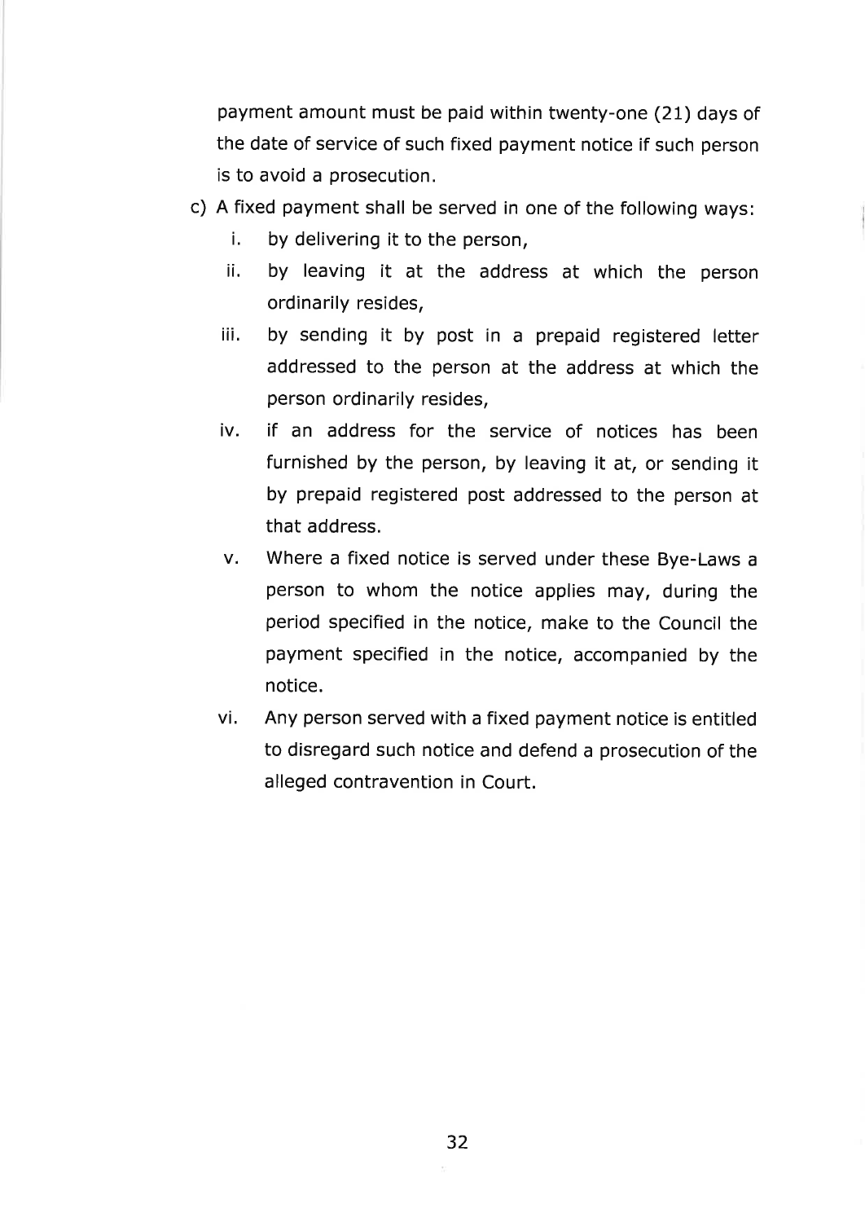payment amount must be paid within twenty-one (21) days of the date of service of such fixed payment notice if such person is to avoid a prosecution.

c) A fixed payment shall be served in one of the following ways:

   i. by delivering it to the person,

   ii. by leaving it at the address at which the person ordinarily resides,

   iii. by sending it by post in a prepaid registered letter addressed to the person at the address at which the person ordinarily resides,

   iv. if an address for the service of notices has been furnished by the person, by leaving it at, or sending it by prepaid registered post addressed to the person at that address.

   v. Where a fixed notice is served under these Bye-Laws a person to whom the notice applies may, during the period specified in the notice, make to the Council the payment specified in the notice, accompanied by the notice.

   vi. Any person served with a fixed payment notice is entitled to disregard such notice and defend a prosecution of the alleged contravention in Court.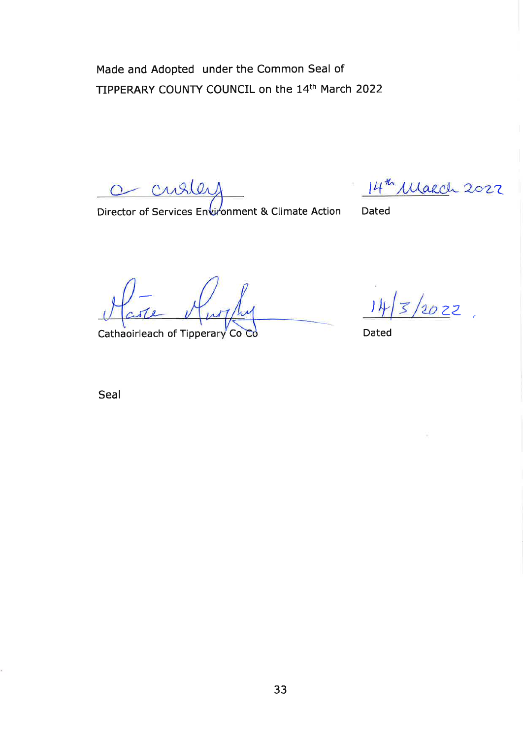Made and Adopted under the Common Seal of
TIPPERARY COUNTY COUNCIL on the 14th March 2022

O Cusley
Director of Services Environment & Climate Action

14th March 2022
Dated

Marie Murphy
Cathaoirleach of Tipperary Co Co

14/3/2022
Dated

Seal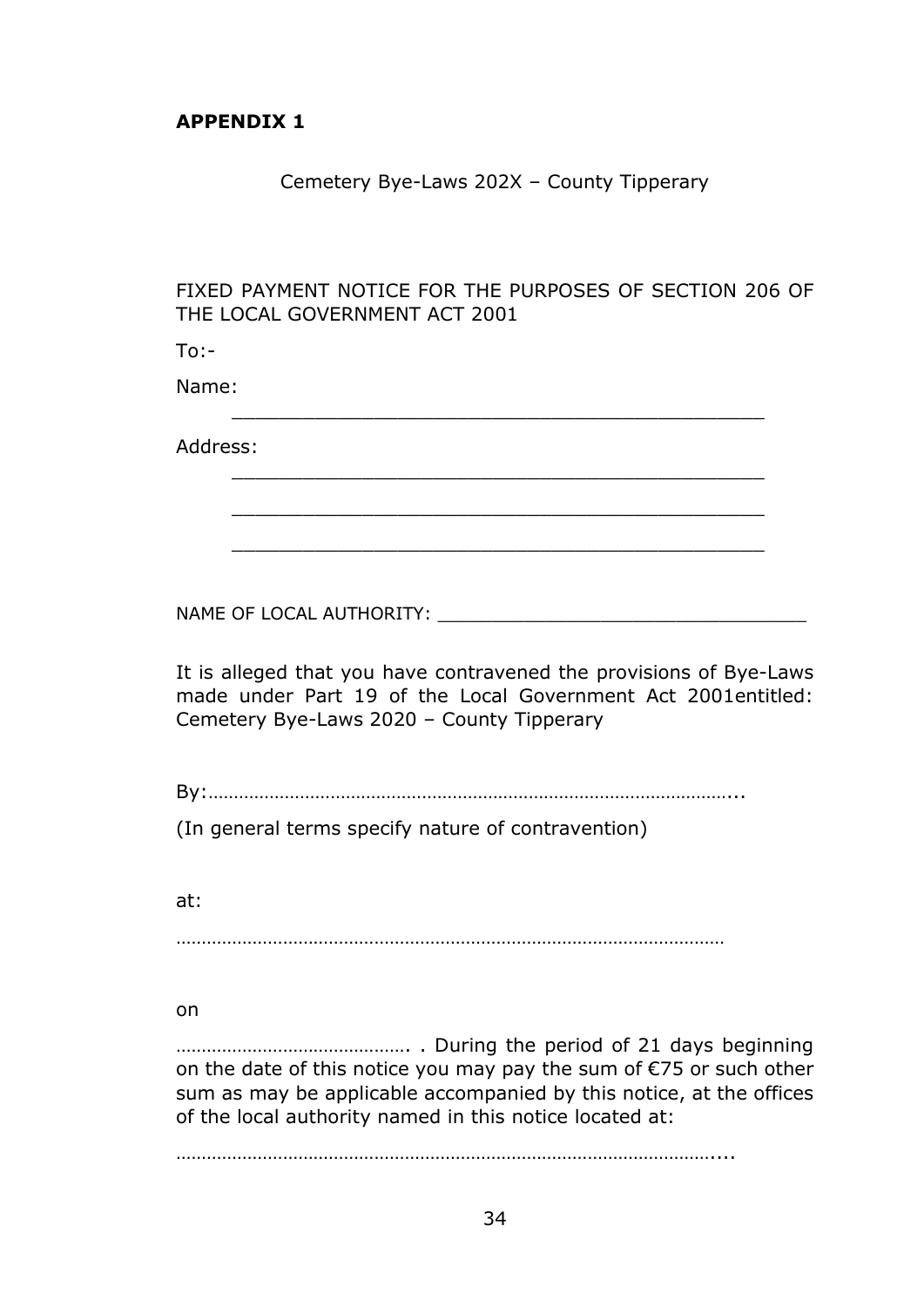**APPENDIX 1**

Cemetery Bye-Laws 202X – County Tipperary

FIXED PAYMENT NOTICE FOR THE PURPOSES OF SECTION 206 OF THE LOCAL GOVERNMENT ACT 2001

To:-

Name:

______________________________________________

Address:

______________________________________________

______________________________________________

______________________________________________

NAME OF LOCAL AUTHORITY: _________________________________

It is alleged that you have contravened the provisions of Bye-Laws made under Part 19 of the Local Government Act 2001entitled: Cemetery Bye-Laws 2020 – County Tipperary

By:……………………………………………………………………………………...

(In general terms specify nature of contravention)

at:

……………………………………………………………………………………………

on

………………………………………. . During the period of 21 days beginning on the date of this notice you may pay the sum of €75 or such other sum as may be applicable accompanied by this notice, at the offices of the local authority named in this notice located at:

…………………………………………………………………………………………....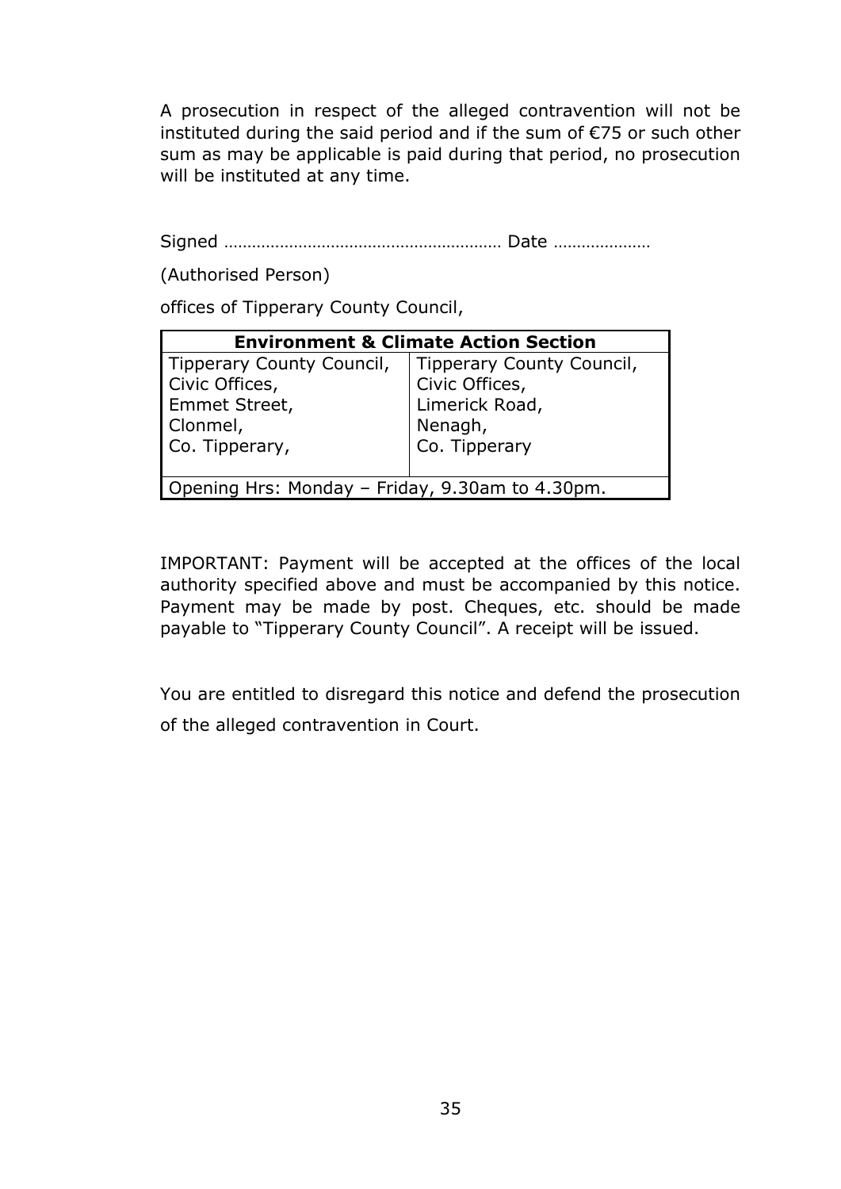A prosecution in respect of the alleged contravention will not be instituted during the said period and if the sum of €75 or such other sum as may be applicable is paid during that period, no prosecution will be instituted at any time.

Signed …………………………………………………… Date …………………

(Authorised Person)

offices of Tipperary County Council,

| **Environment & Climate Action Section** | |
|---|---|
| Tipperary County Council,<br>Civic Offices,<br>Emmet Street,<br>Clonmel,<br>Co. Tipperary, | Tipperary County Council,<br>Civic Offices,<br>Limerick Road,<br>Nenagh,<br>Co. Tipperary |
| Opening Hrs: Monday – Friday, 9.30am to 4.30pm. | |

IMPORTANT: Payment will be accepted at the offices of the local authority specified above and must be accompanied by this notice. Payment may be made by post. Cheques, etc. should be made payable to "Tipperary County Council". A receipt will be issued.

You are entitled to disregard this notice and defend the prosecution of the alleged contravention in Court.